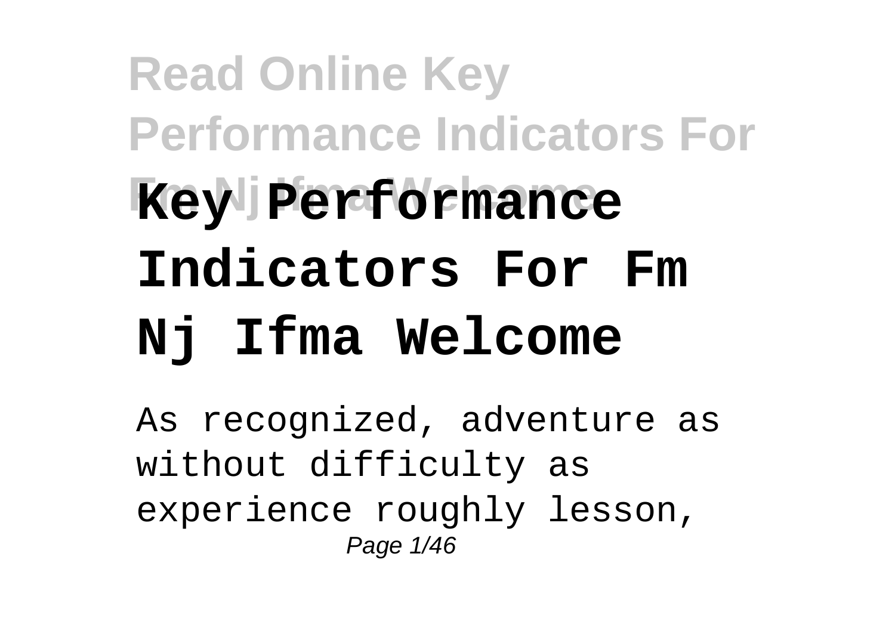# Key Performance Indicators For Fm Nj Ifma Welcome

As recognized, adventure as without difficulty as experience roughly lesson,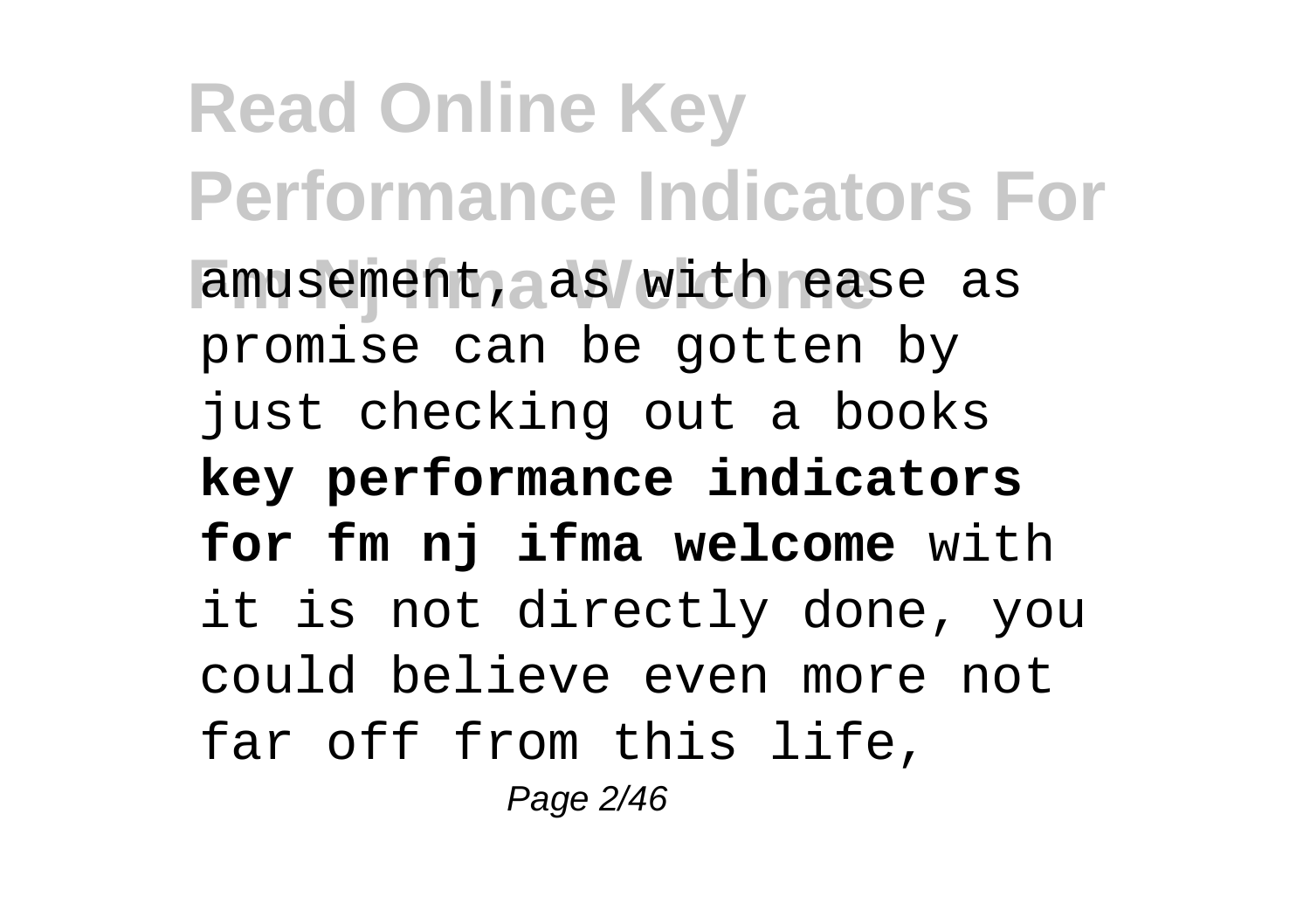amusement, as with ease as promise can be gotten by just checking out a books **key performance indicators for fm nj ifma welcome** with it is not directly done, you could believe even more not far off from this life,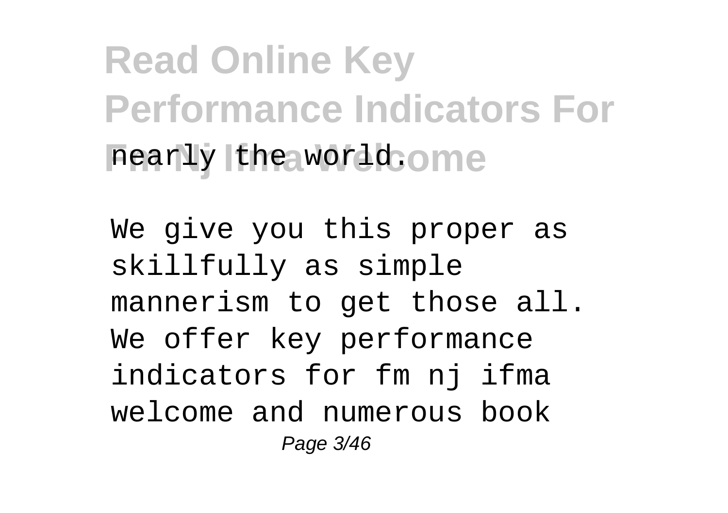nearly the world.

We give you this proper as skillfully as simple mannerism to get those all. We offer key performance indicators for fm nj ifma welcome and numerous book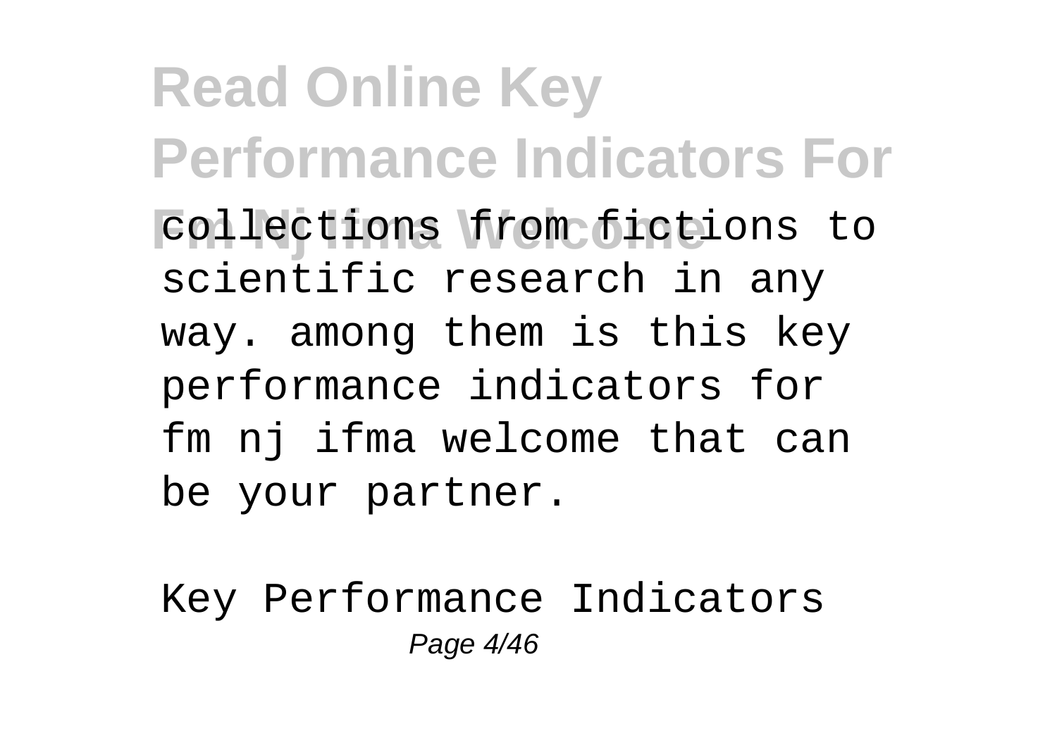collections from fictions to scientific research in any way. among them is this key performance indicators for fm nj ifma welcome that can be your partner.

Key Performance Indicators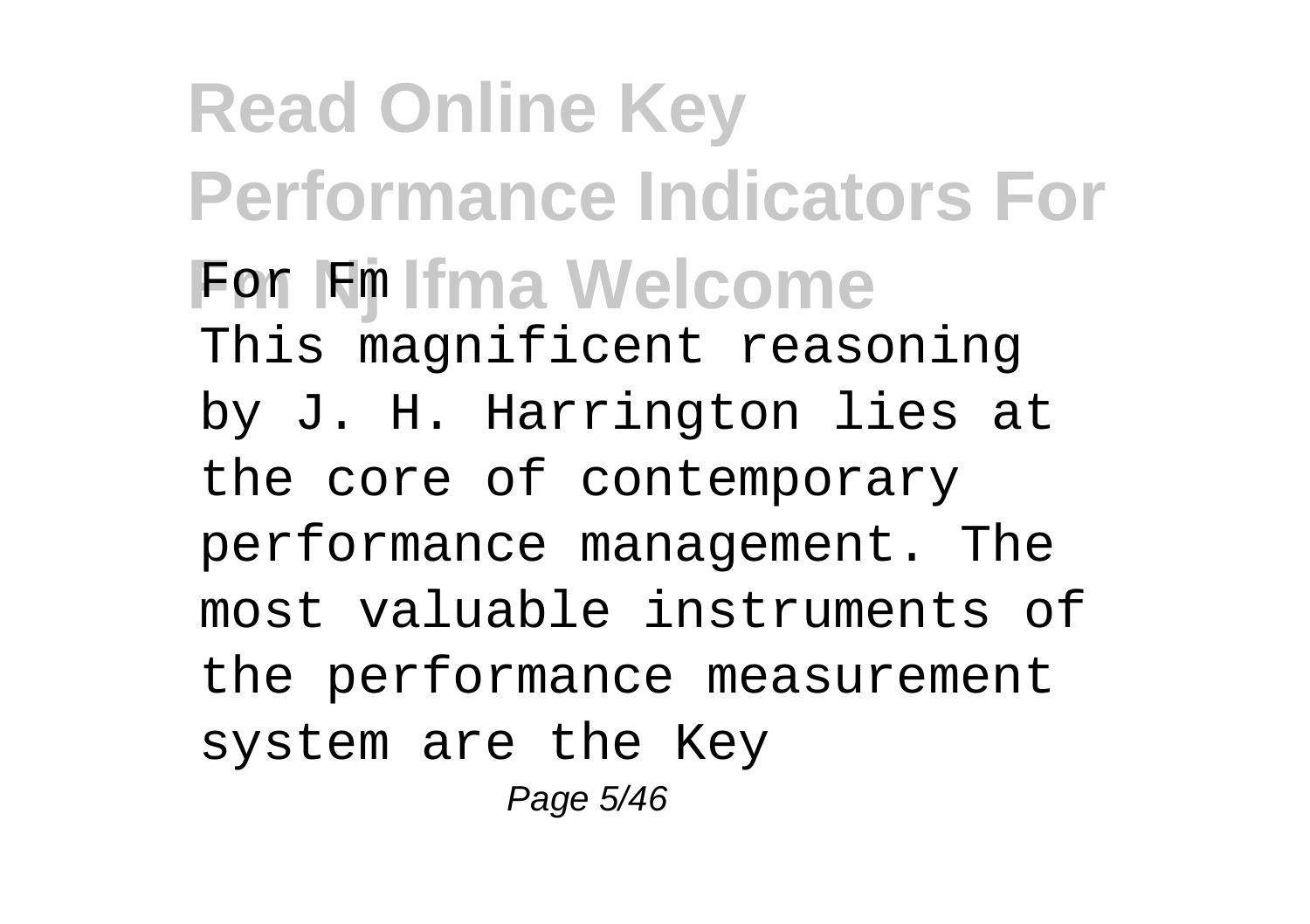# Read Online Key Performance Indicators For Fm Nj Ifma Welcome

This magnificent reasoning by J. H. Harrington lies at the core of contemporary performance management. The most valuable instruments of the performance measurement system are the Key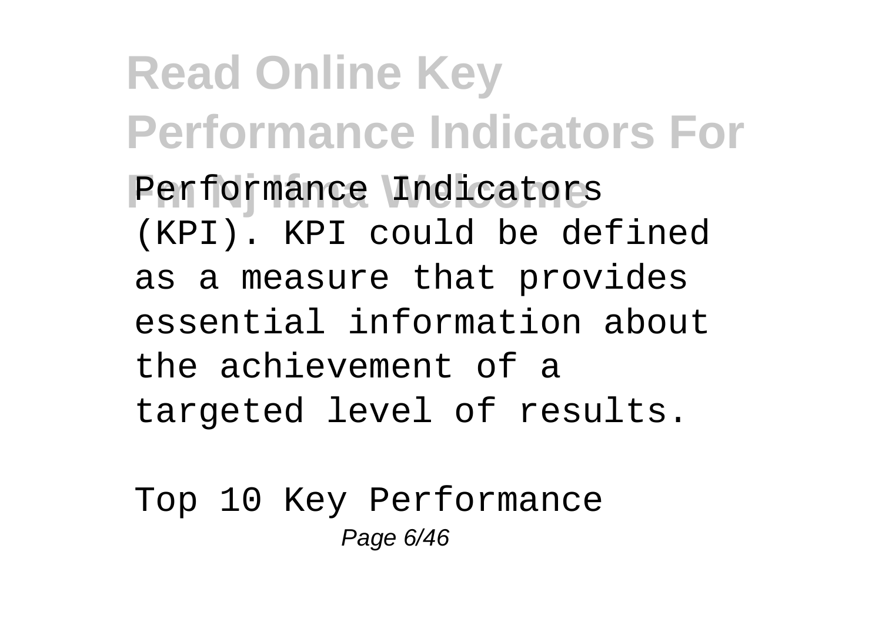Performance Indicators (KPI). KPI could be defined as a measure that provides essential information about the achievement of a targeted level of results.

Top 10 Key Performance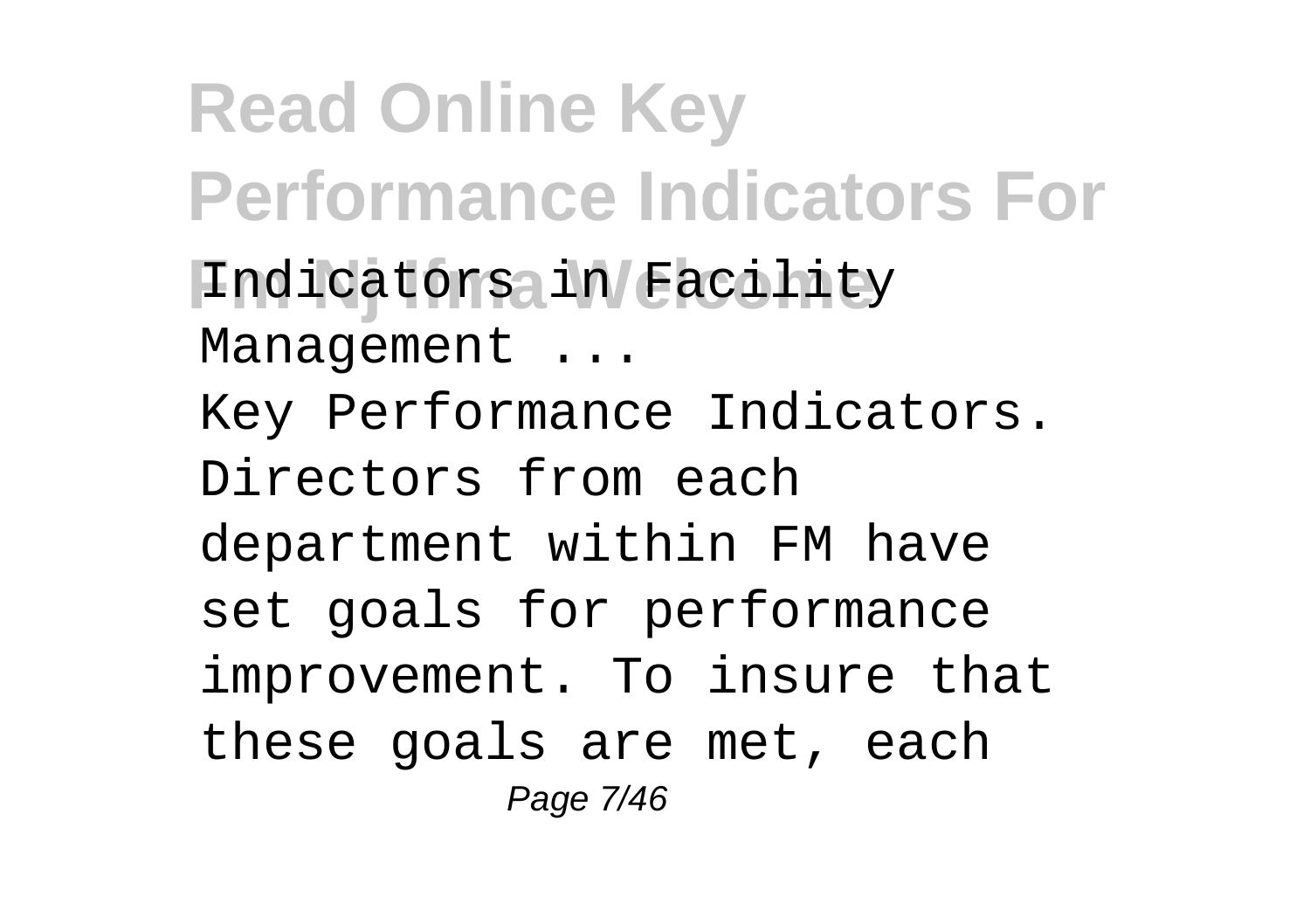Indicators in Facility Management ...

Key Performance Indicators. Directors from each department within FM have set goals for performance improvement. To insure that these goals are met, each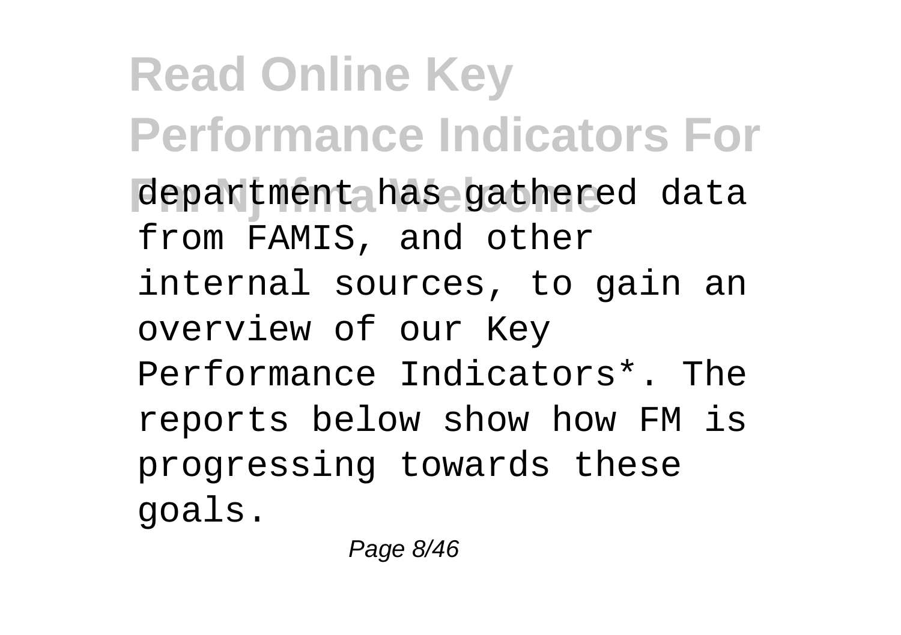department has gathered data from FAMIS, and other internal sources, to gain an overview of our Key Performance Indicators*. The reports below show how FM is progressing towards these goals.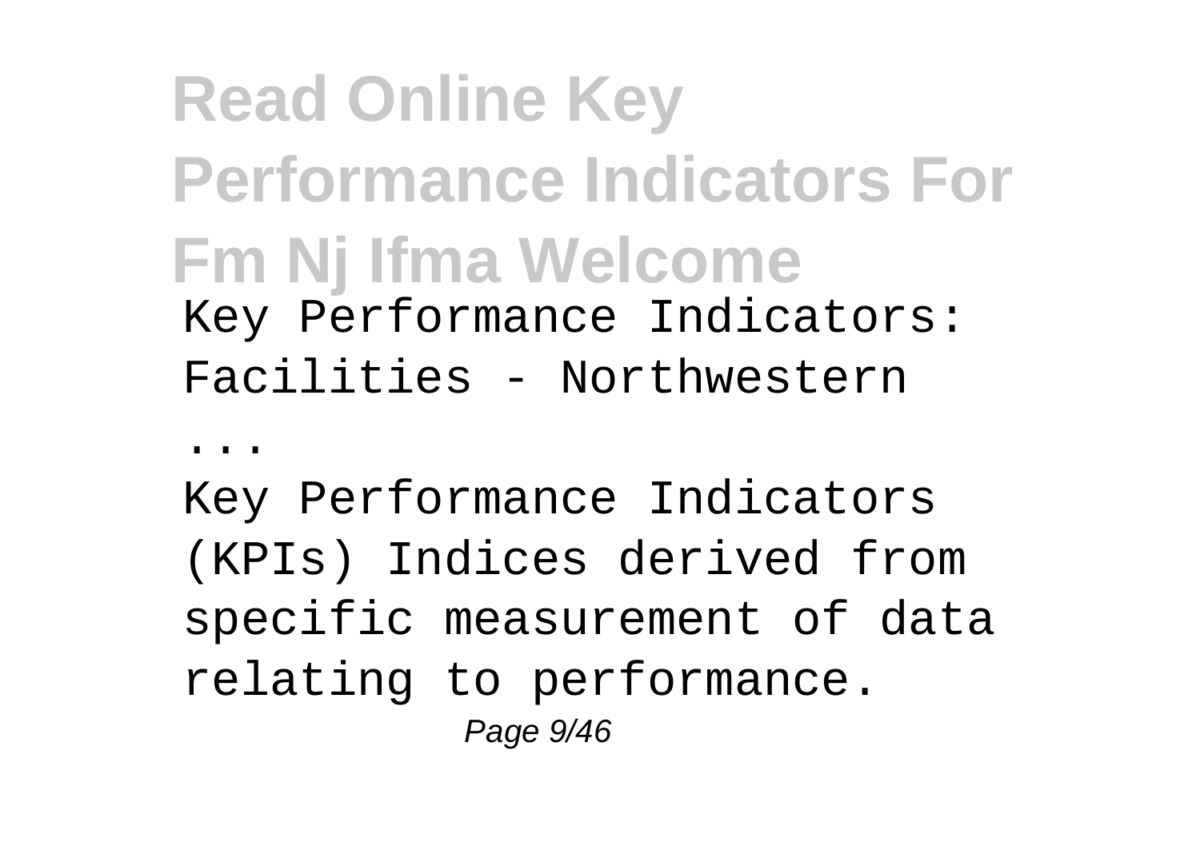# Read Online Key Performance Indicators For Fm Nj Ifma Welcome

Key Performance Indicators: Facilities - Northwestern

...

Key Performance Indicators (KPIs) Indices derived from specific measurement of data relating to performance.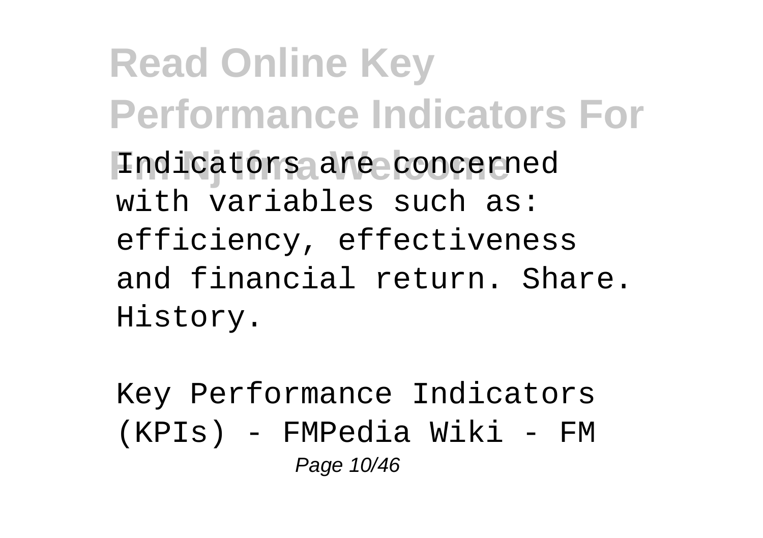Indicators are concerned with variables such as: efficiency, effectiveness and financial return. Share. History.

Key Performance Indicators (KPIs) - FMPedia Wiki - FM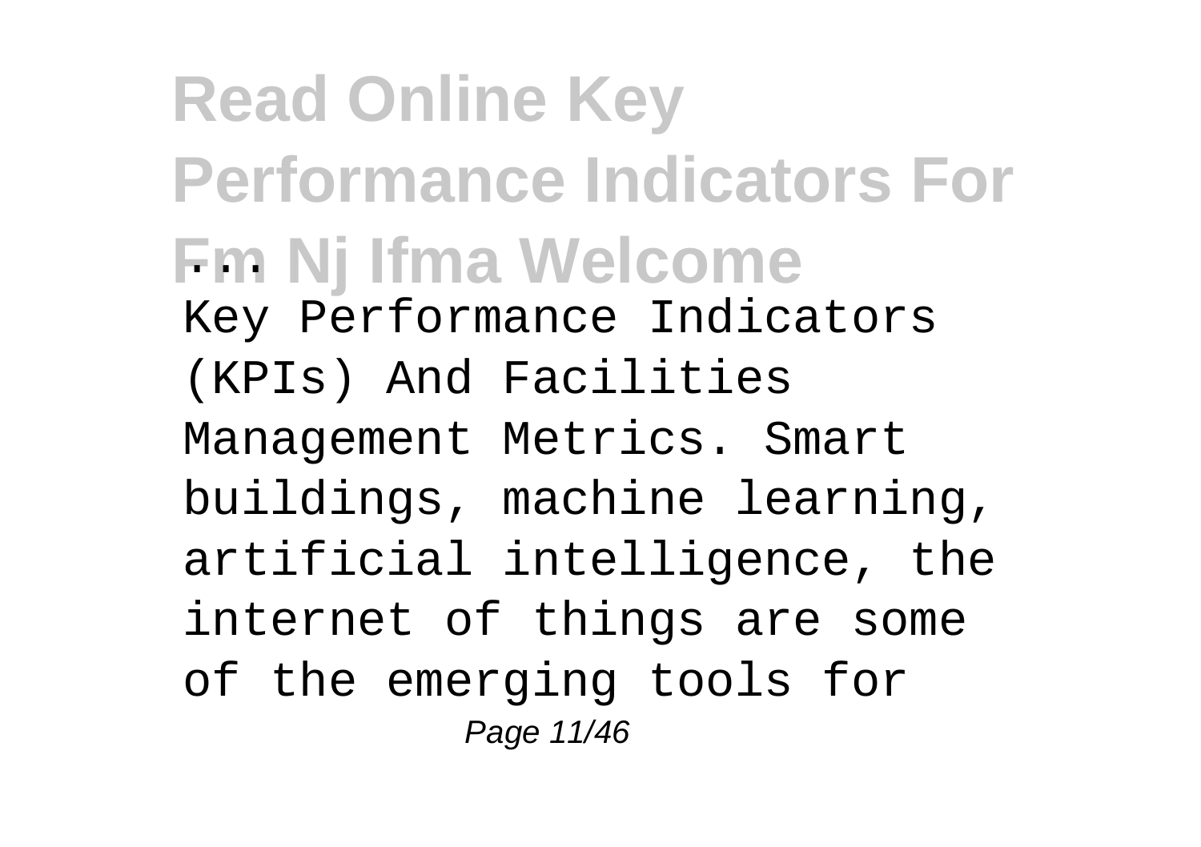Key Performance Indicators (KPIs) And Facilities Management Metrics. Smart buildings, machine learning, artificial intelligence, the internet of things are some of the emerging tools for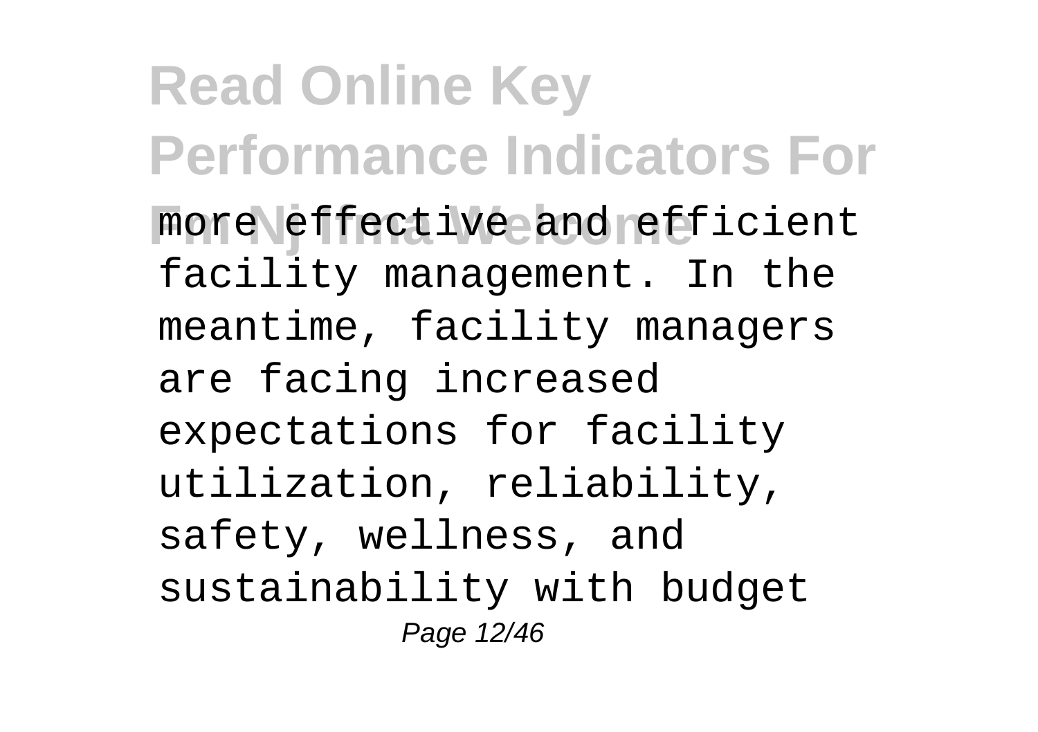more effective and efficient facility management. In the meantime, facility managers are facing increased expectations for facility utilization, reliability, safety, wellness, and sustainability with budget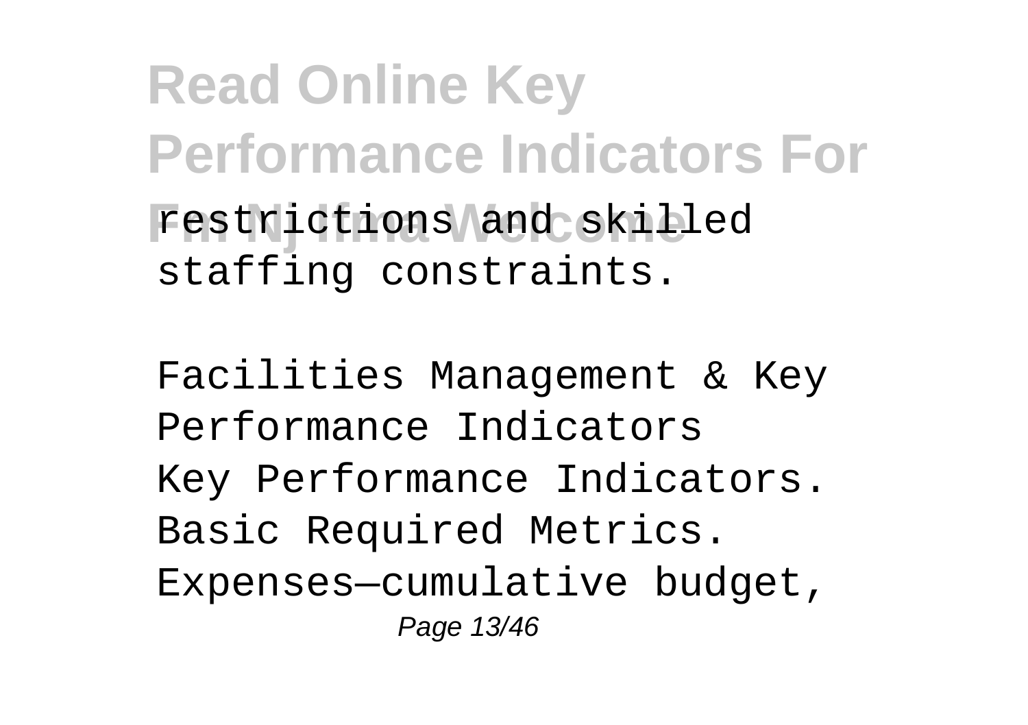restrictions and skilled staffing constraints.

Facilities Management & Key Performance Indicators
Key Performance Indicators. Basic Required Metrics. Expenses—cumulative budget,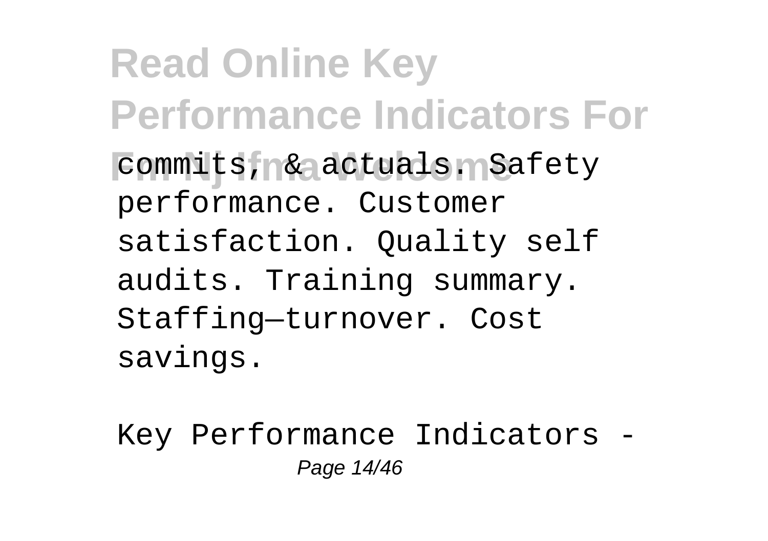commits, & actuals. Safety performance. Customer satisfaction. Quality self audits. Training summary. Staffing—turnover. Cost savings.

Key Performance Indicators -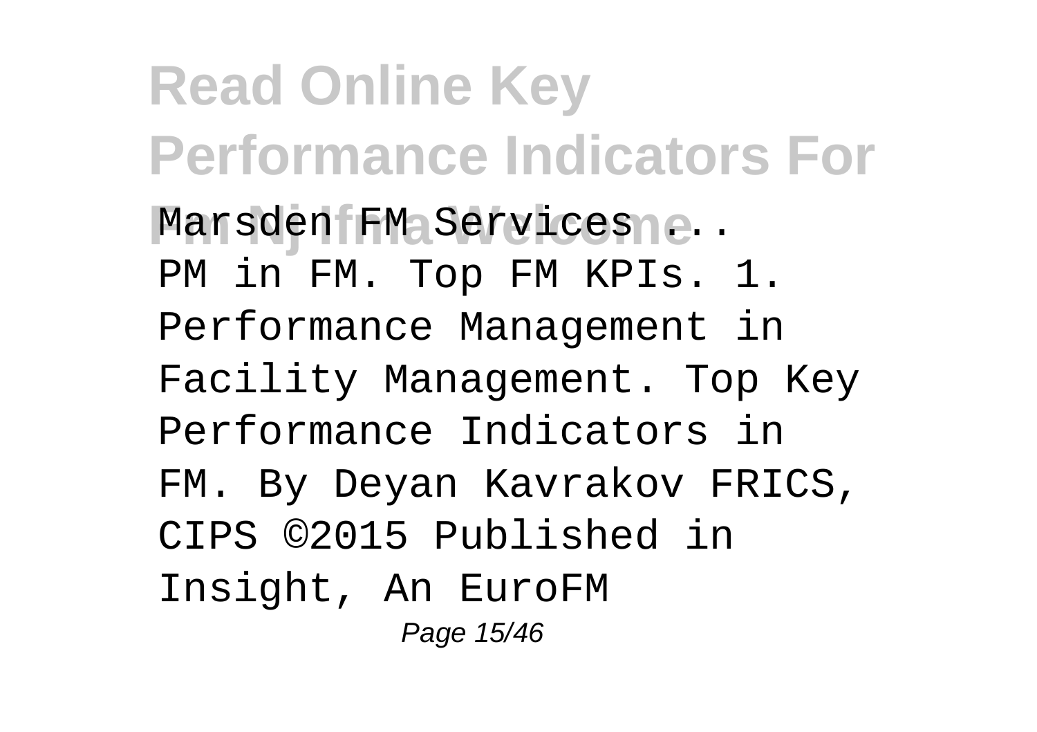Marsden FM Services ...

PM in FM. Top FM KPIs. 1. Performance Management in Facility Management. Top Key Performance Indicators in FM. By Deyan Kavrakov FRICS, CIPS ©2015 Published in Insight, An EuroFM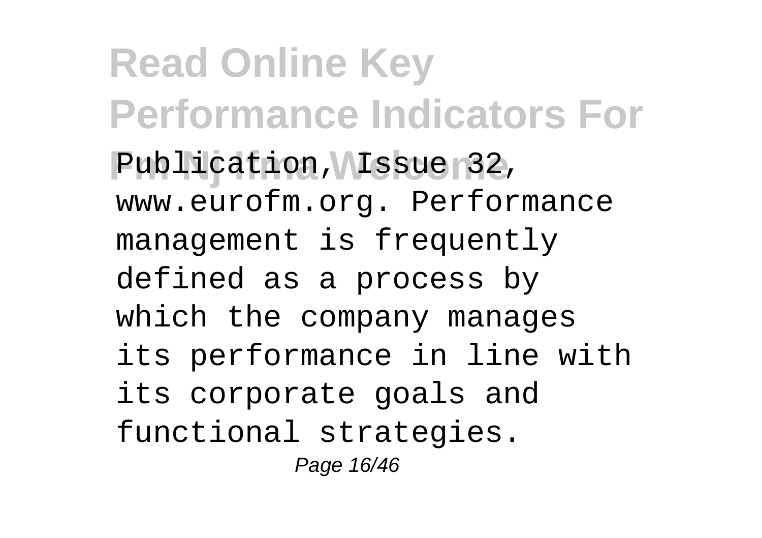Publication, Issue 32, www.eurofm.org. Performance management is frequently defined as a process by which the company manages its performance in line with its corporate goals and functional strategies.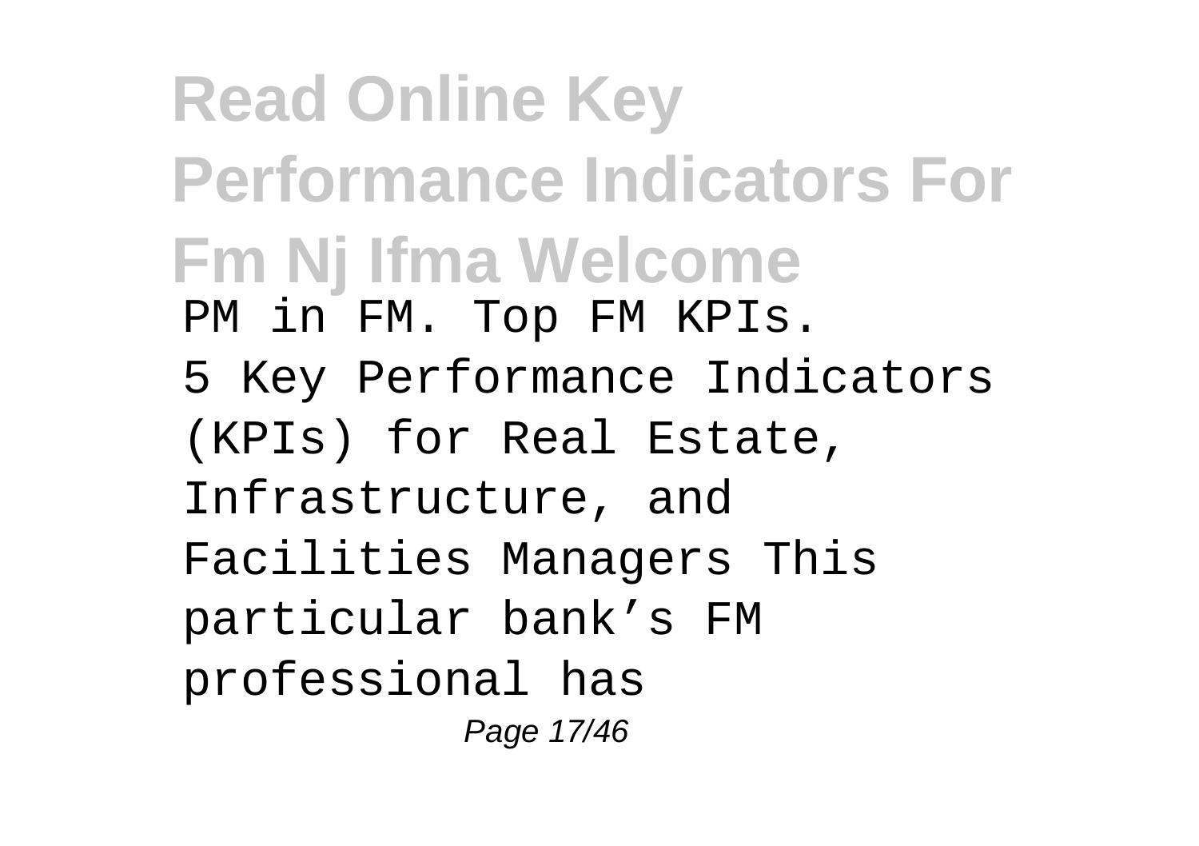PM in FM. Top FM KPIs.

5 Key Performance Indicators (KPIs) for Real Estate, Infrastructure, and Facilities Managers This particular bank’s FM professional has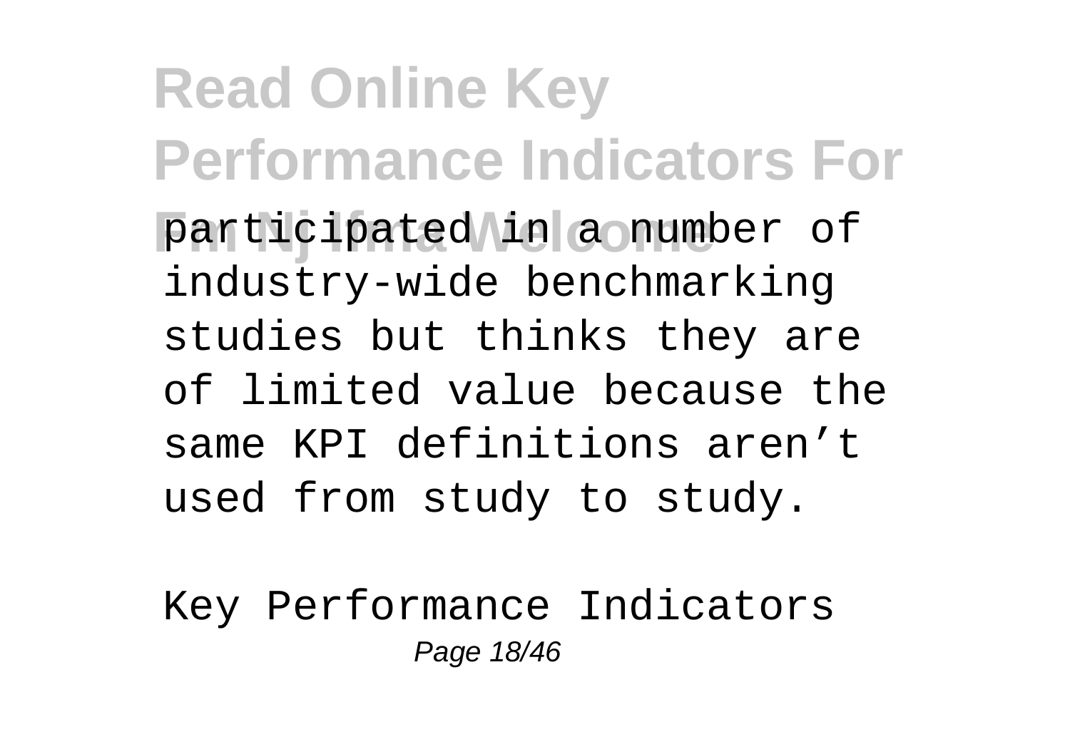participated in a number of industry-wide benchmarking studies but thinks they are of limited value because the same KPI definitions aren’t used from study to study.

Key Performance Indicators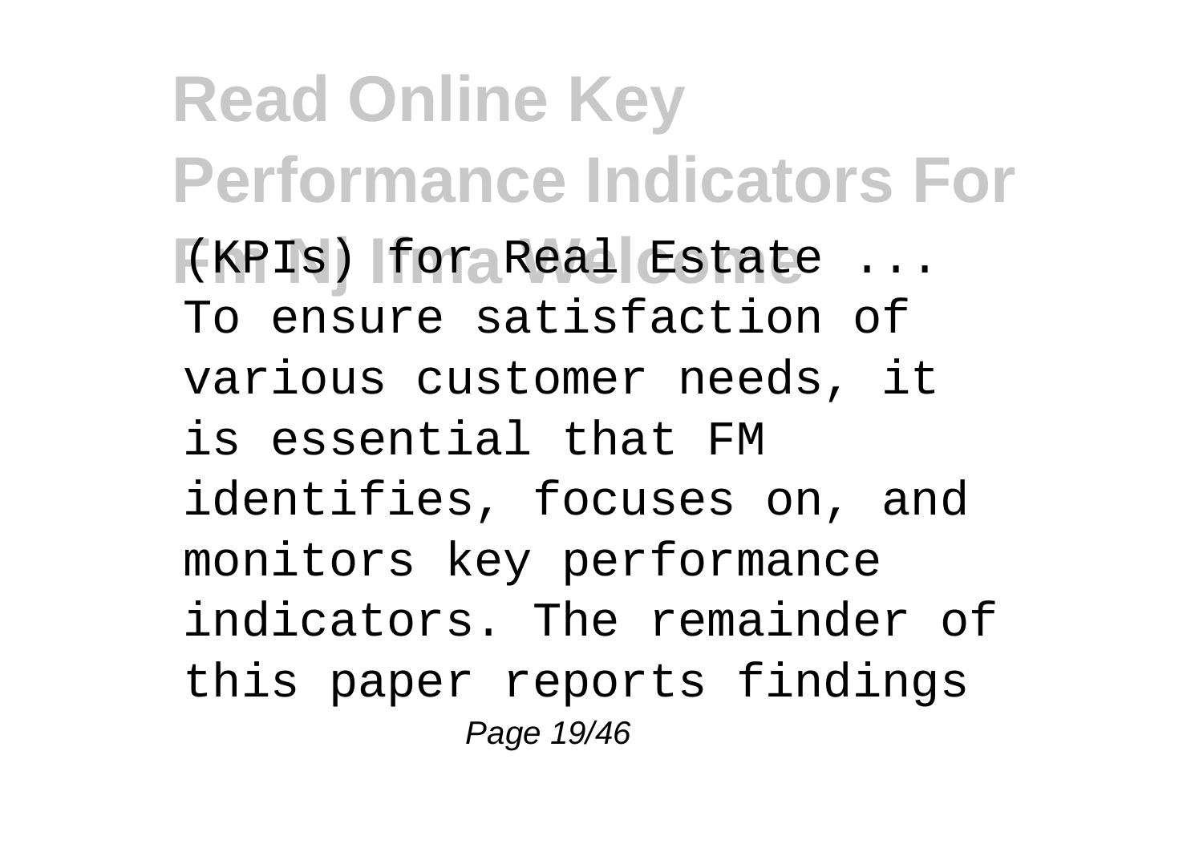(KPIs) for Real Estate ...
To ensure satisfaction of various customer needs, it is essential that FM identifies, focuses on, and monitors key performance indicators. The remainder of this paper reports findings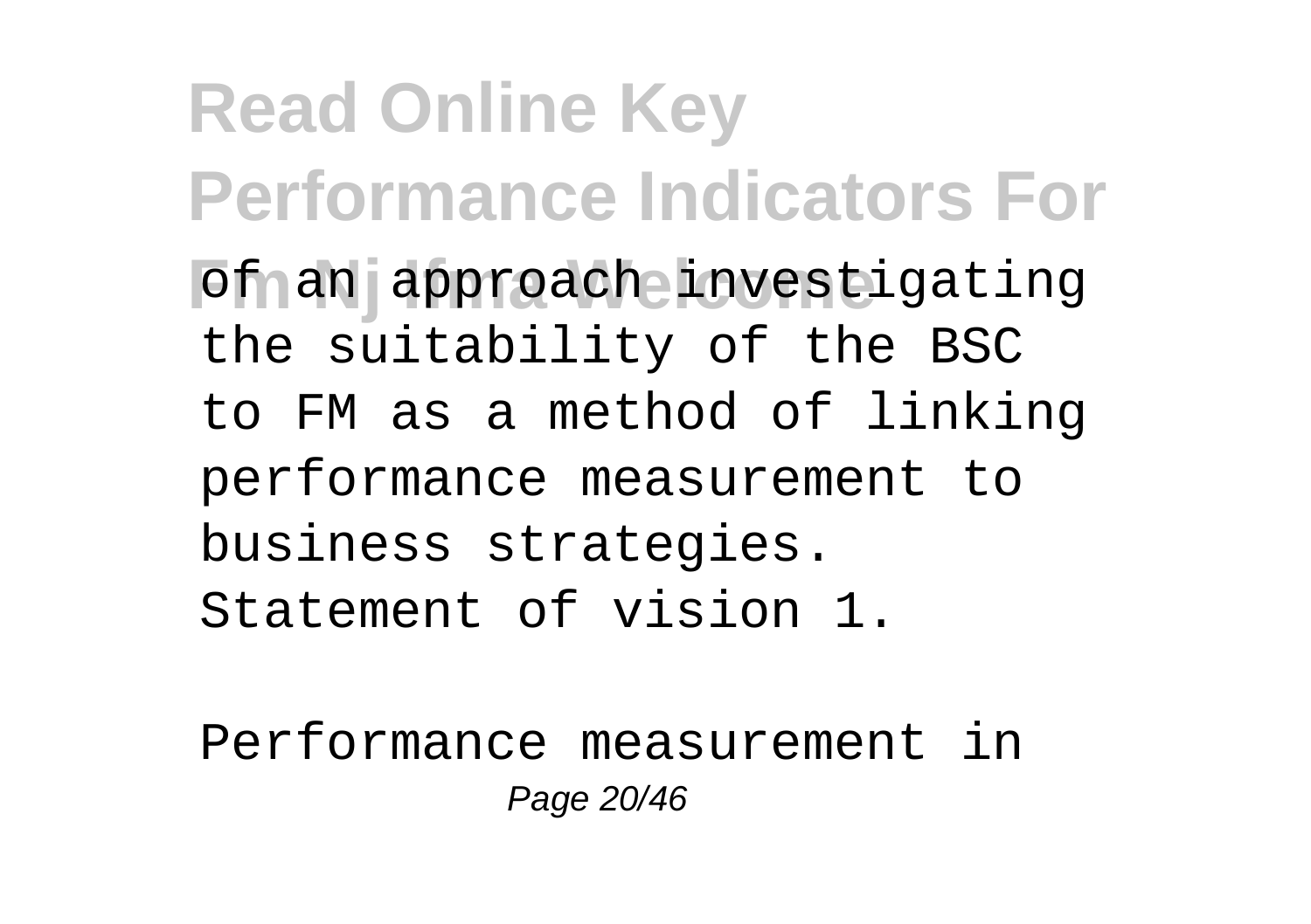of an approach investigating the suitability of the BSC to FM as a method of linking performance measurement to business strategies. Statement of vision 1.

Performance measurement in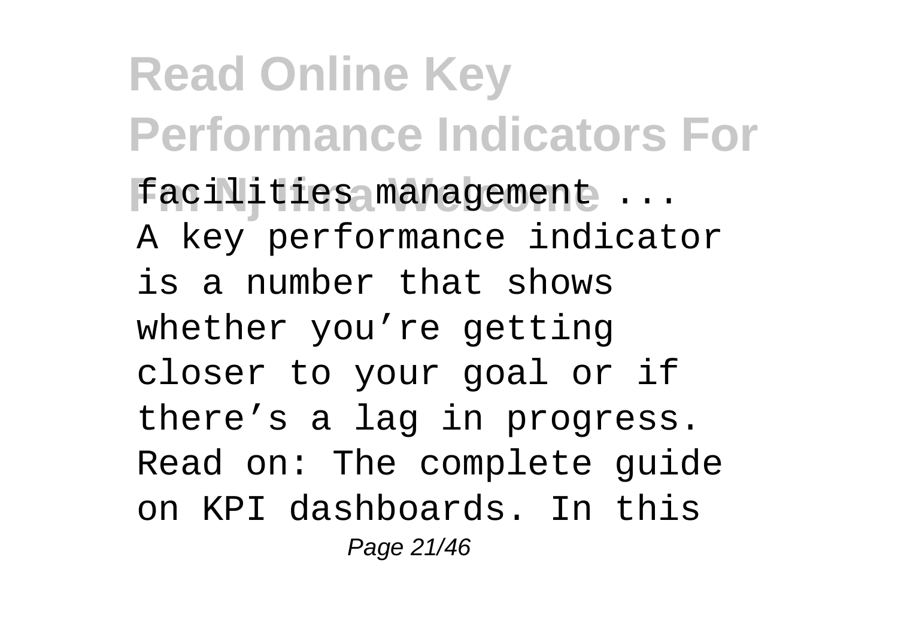facilities management ...

A key performance indicator is a number that shows whether you're getting closer to your goal or if there's a lag in progress. Read on: The complete guide on KPI dashboards. In this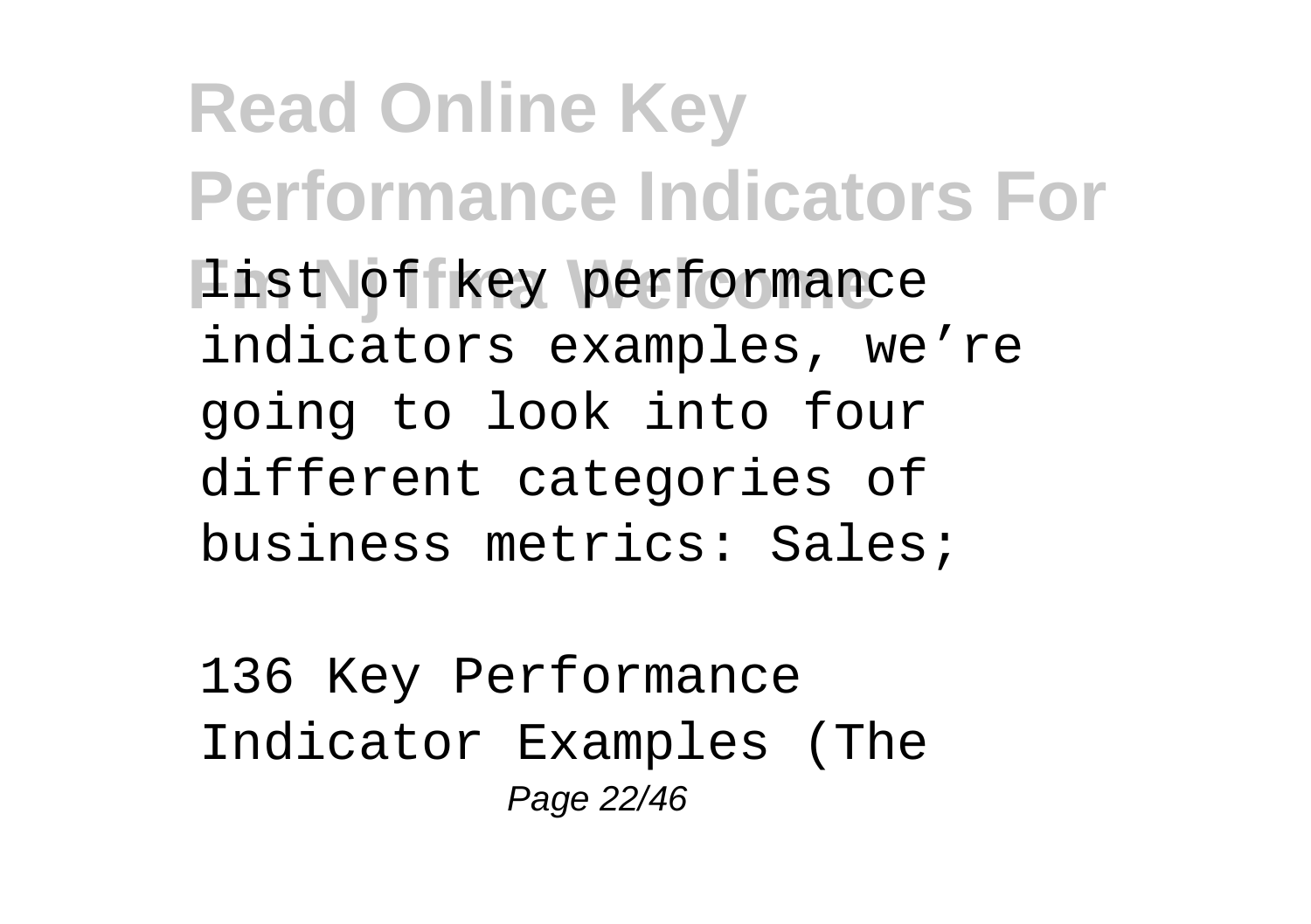list of key performance indicators examples, we're going to look into four different categories of business metrics: Sales;

136 Key Performance Indicator Examples (The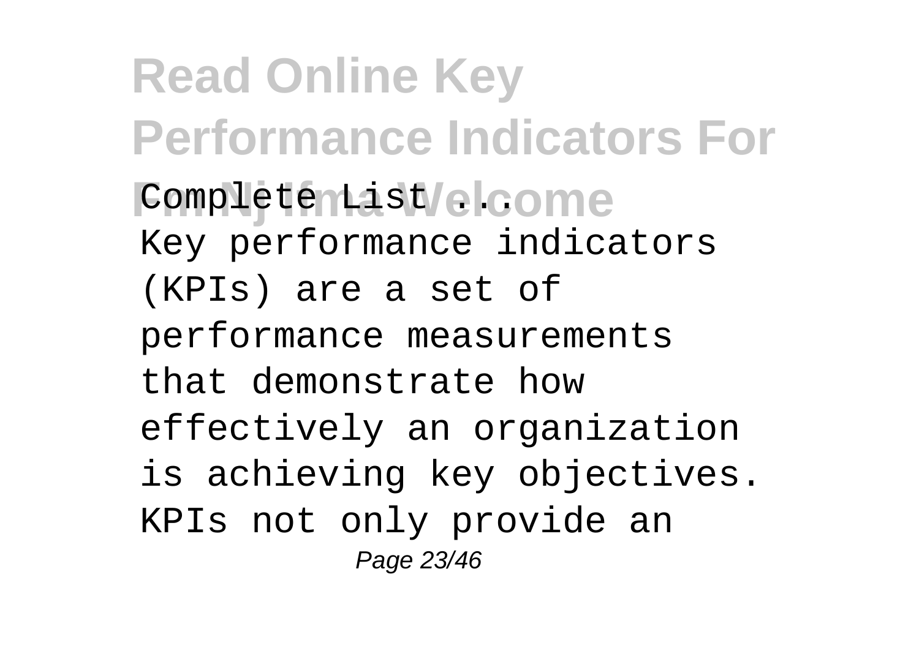Complete List ...

Key performance indicators (KPIs) are a set of performance measurements that demonstrate how effectively an organization is achieving key objectives. KPIs not only provide an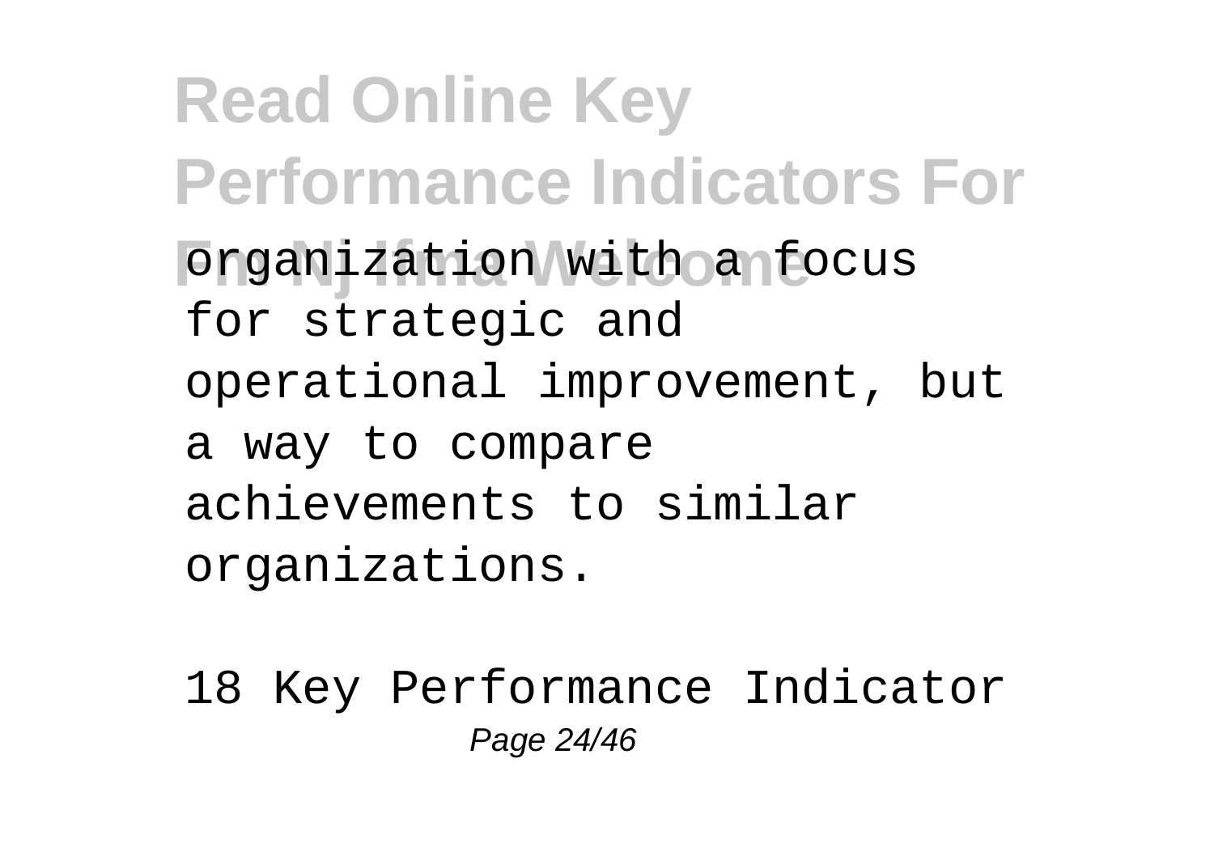organization with a focus for strategic and operational improvement, but a way to compare achievements to similar organizations.

18 Key Performance Indicator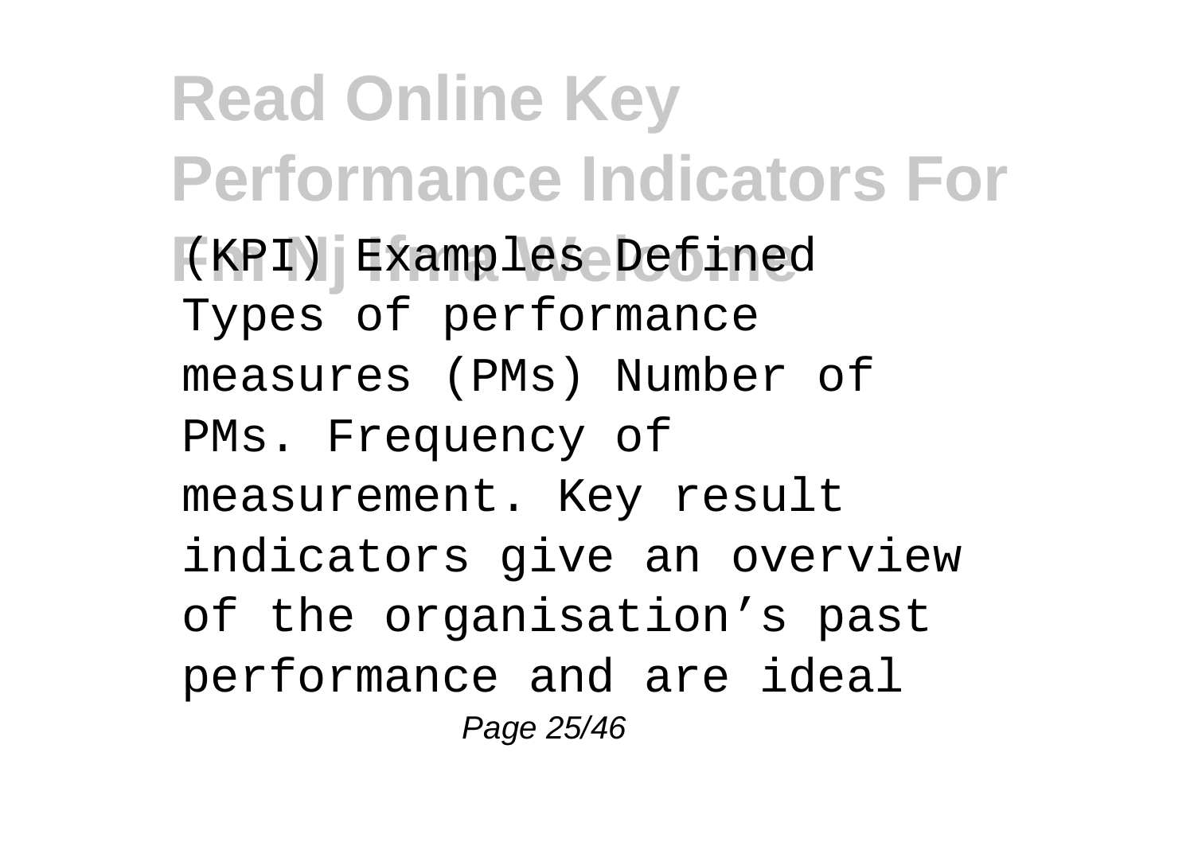(KPI) Examples Defined
Types of performance measures (PMs) Number of PMs. Frequency of measurement. Key result indicators give an overview of the organisation’s past performance and are ideal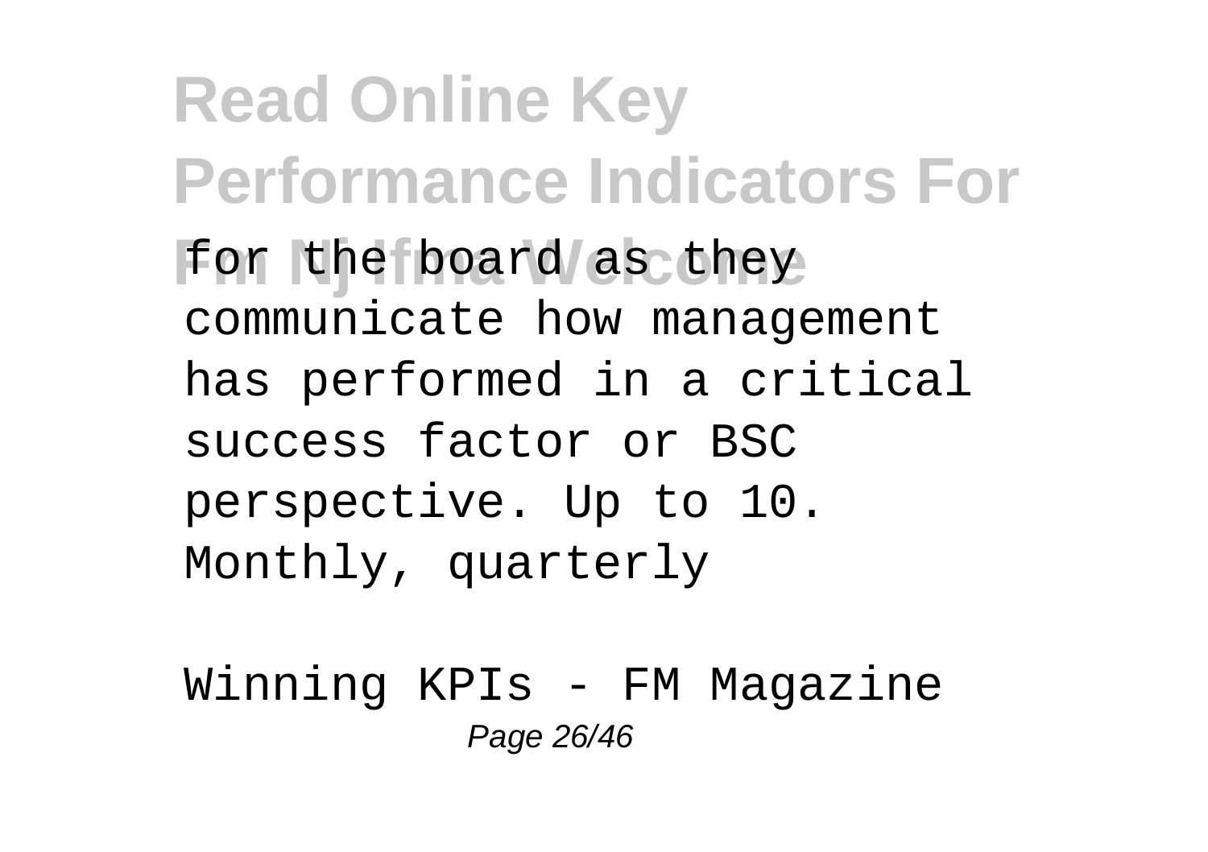for the board as they communicate how management has performed in a critical success factor or BSC perspective. Up to 10. Monthly, quarterly

Winning KPIs - FM Magazine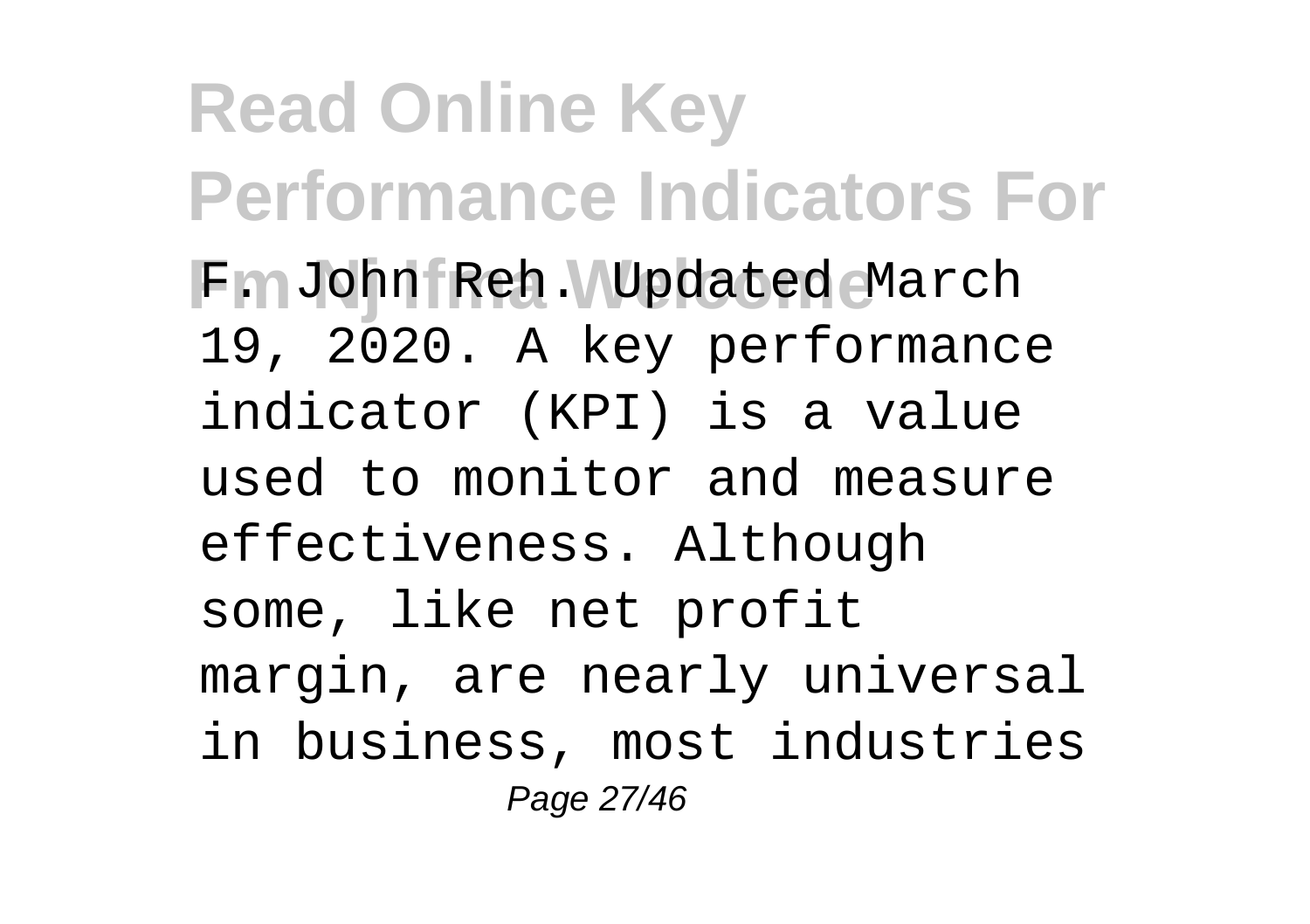F. John Reh. Updated March 19, 2020. A key performance indicator (KPI) is a value used to monitor and measure effectiveness. Although some, like net profit margin, are nearly universal in business, most industries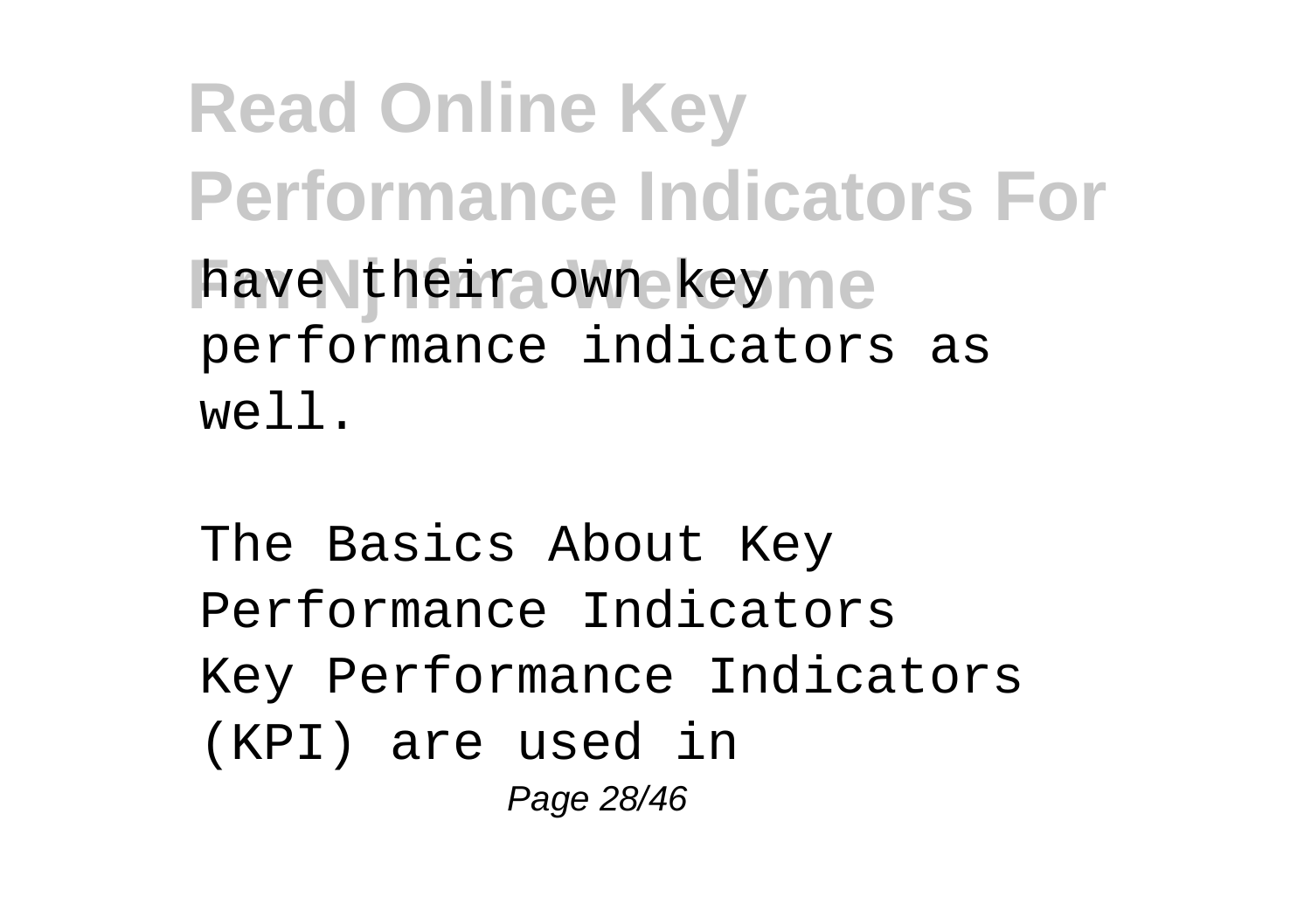have their own key performance indicators as well.

The Basics About Key Performance Indicators
Key Performance Indicators (KPI) are used in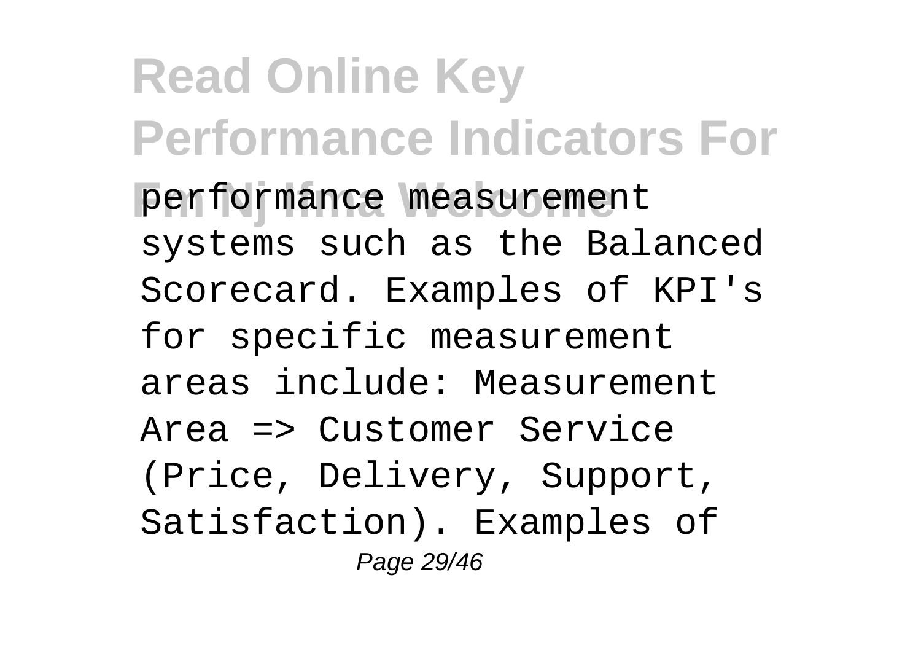performance measurement systems such as the Balanced Scorecard. Examples of KPI's for specific measurement areas include: Measurement Area => Customer Service (Price, Delivery, Support, Satisfaction). Examples of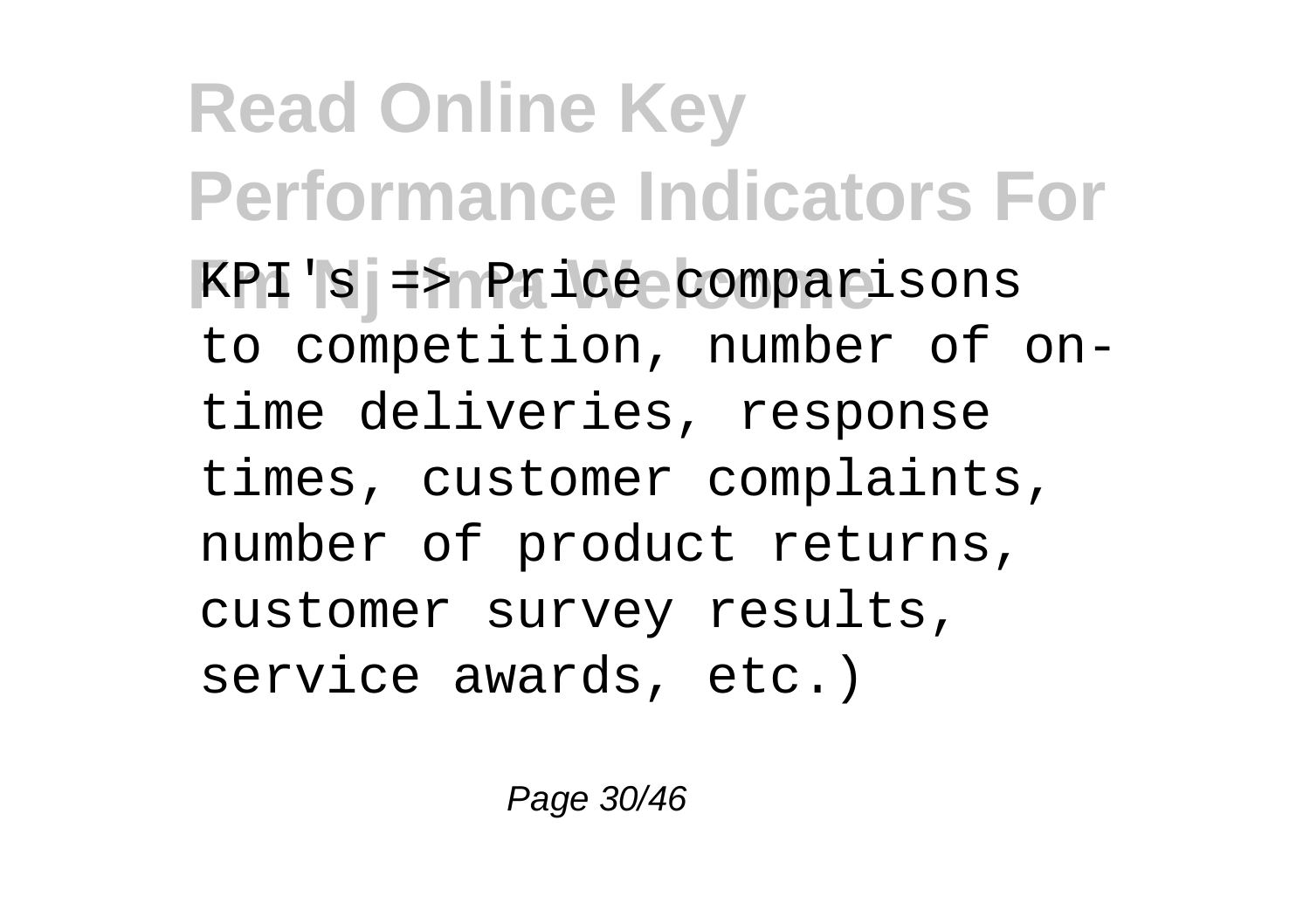KPI's => Price comparisons to competition, number of on-time deliveries, response times, customer complaints, number of product returns, customer survey results, service awards, etc.)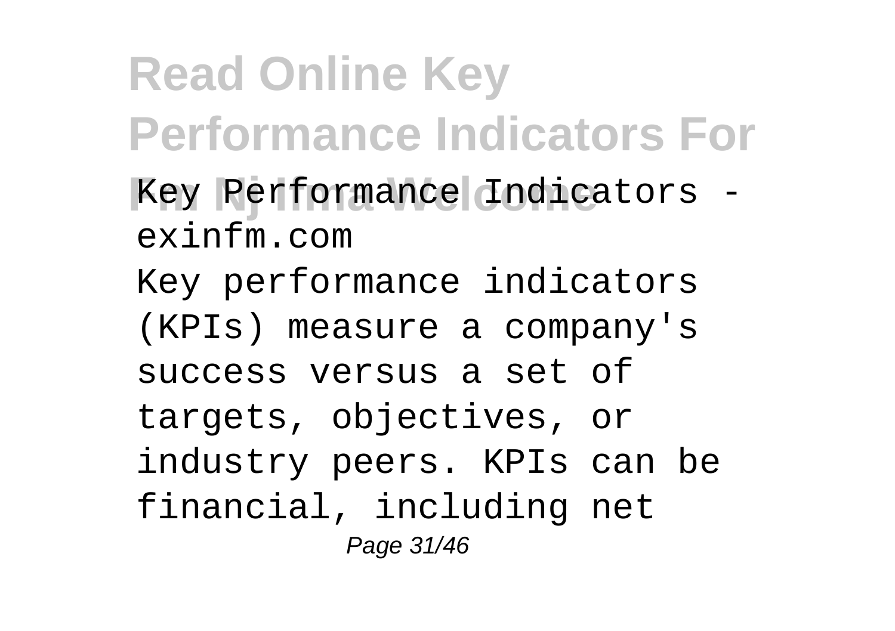Key Performance Indicators - exinfm.com

Key performance indicators (KPIs) measure a company's success versus a set of targets, objectives, or industry peers. KPIs can be financial, including net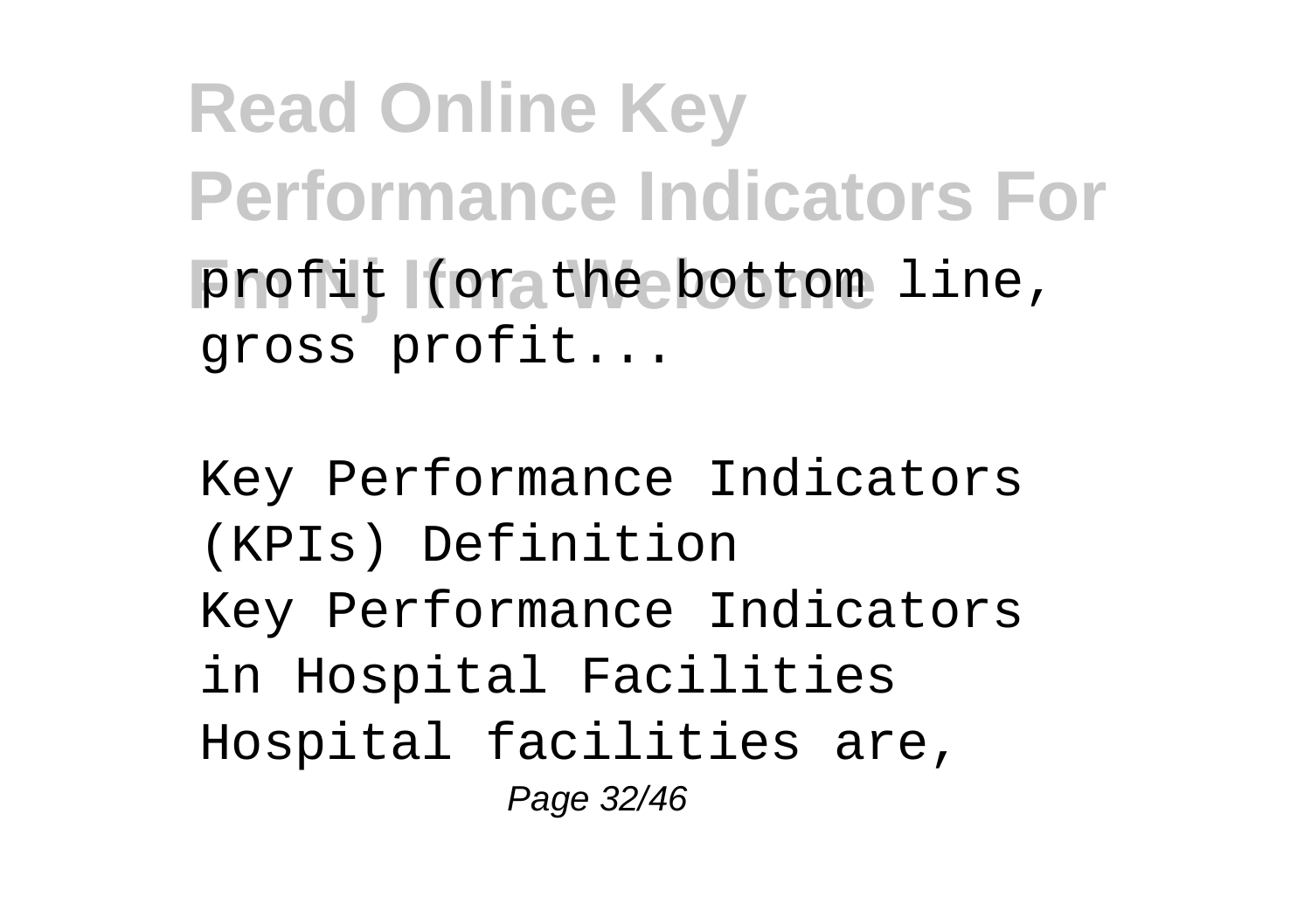profit (or the bottom line, gross profit...

Key Performance Indicators (KPIs) Definition

Key Performance Indicators in Hospital Facilities

Hospital facilities are,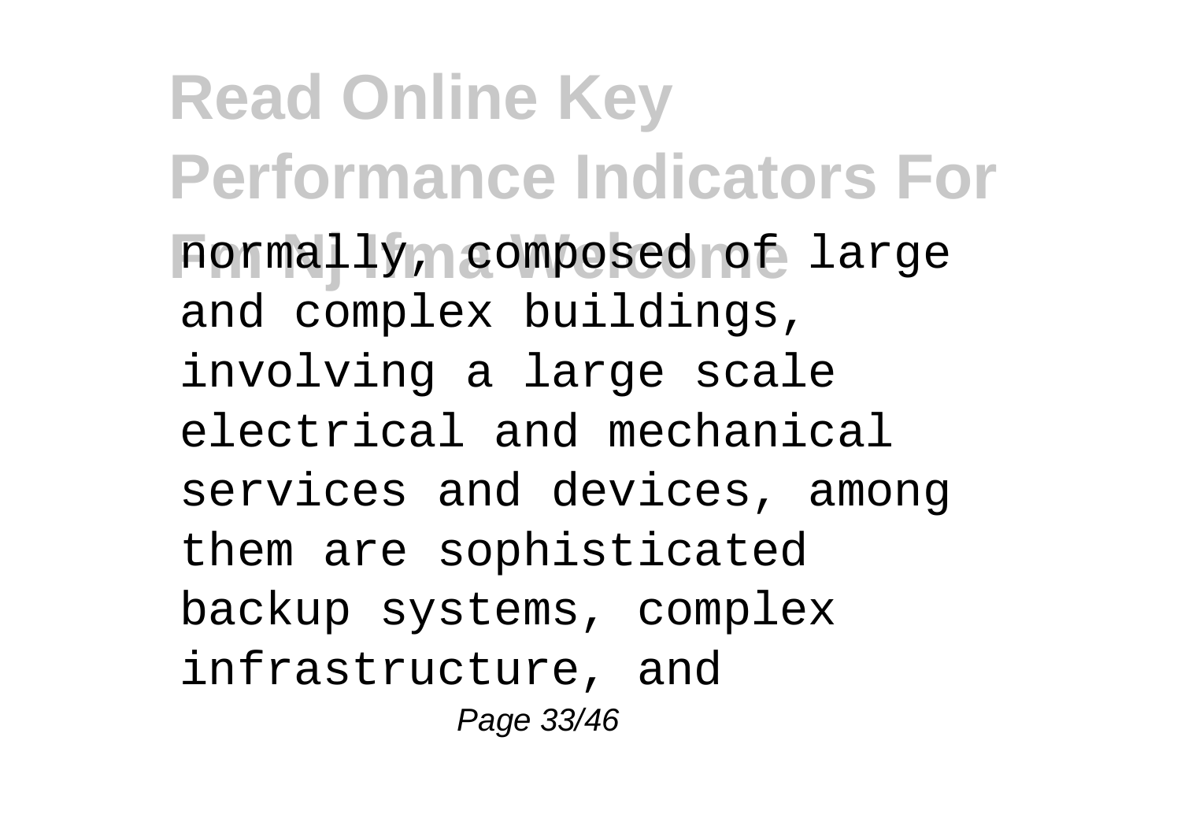normally, composed of large and complex buildings, involving a large scale electrical and mechanical services and devices, among them are sophisticated backup systems, complex infrastructure, and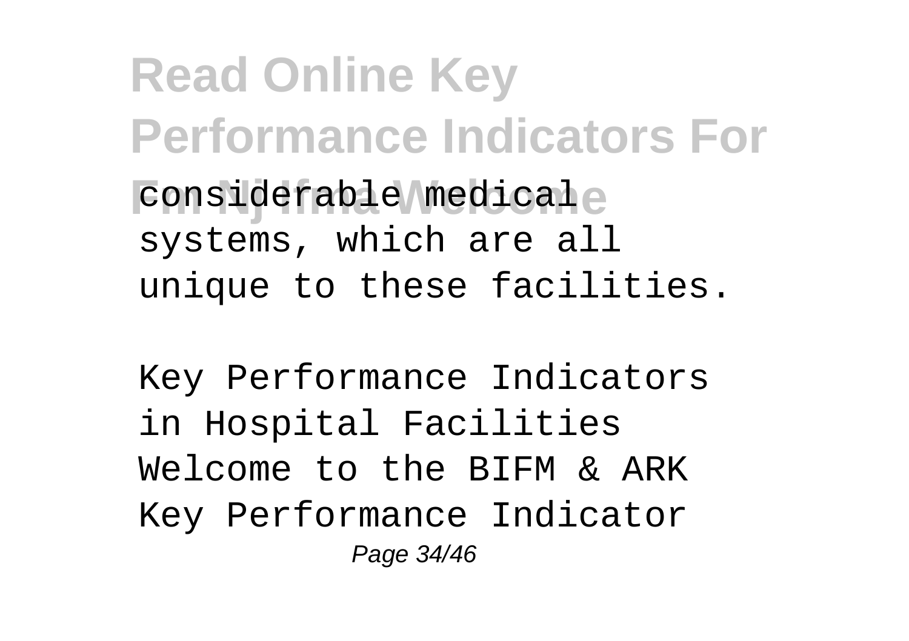considerable medical systems, which are all unique to these facilities.

Key Performance Indicators in Hospital Facilities Welcome to the BIFM & ARK Key Performance Indicator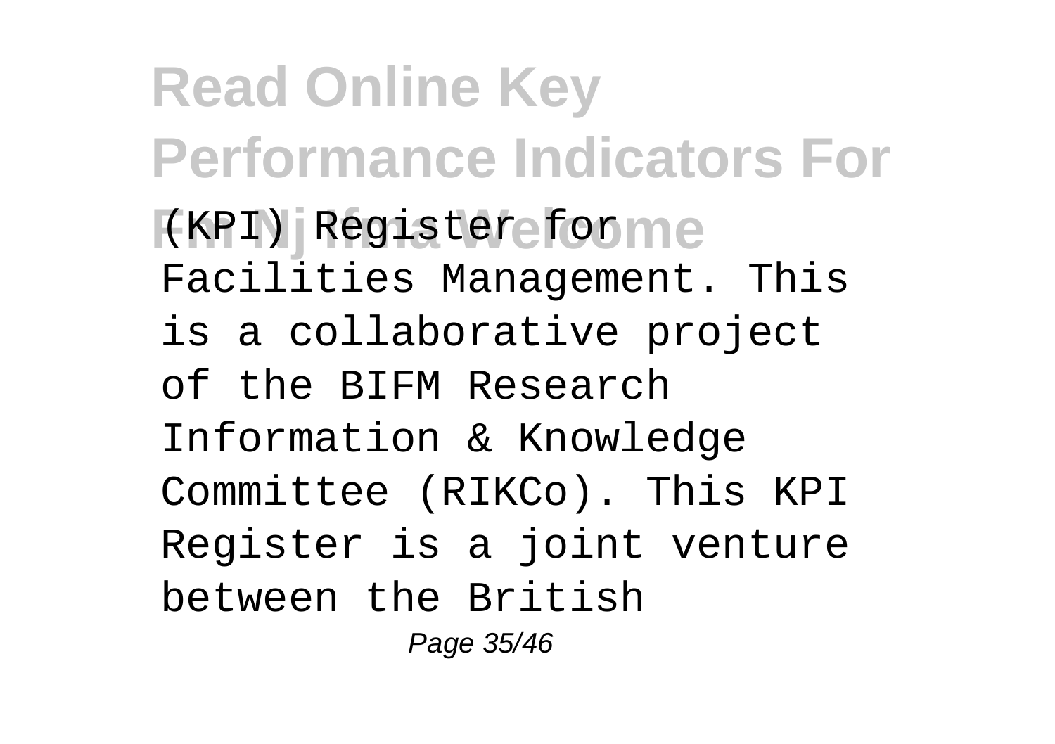(KPI) Register for Facilities Management. This is a collaborative project of the BIFM Research Information & Knowledge Committee (RIKCo). This KPI Register is a joint venture between the British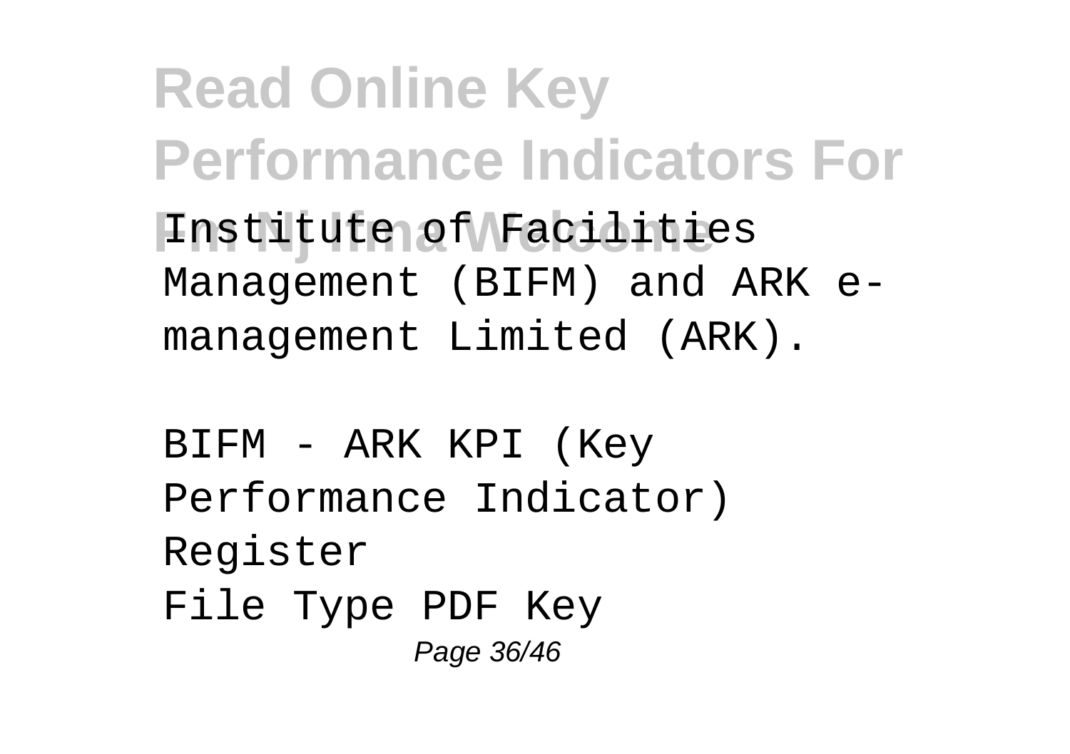Institute of Facilities Management (BIFM) and ARK e-management Limited (ARK).

BIFM - ARK KPI (Key Performance Indicator) Register

File Type PDF Key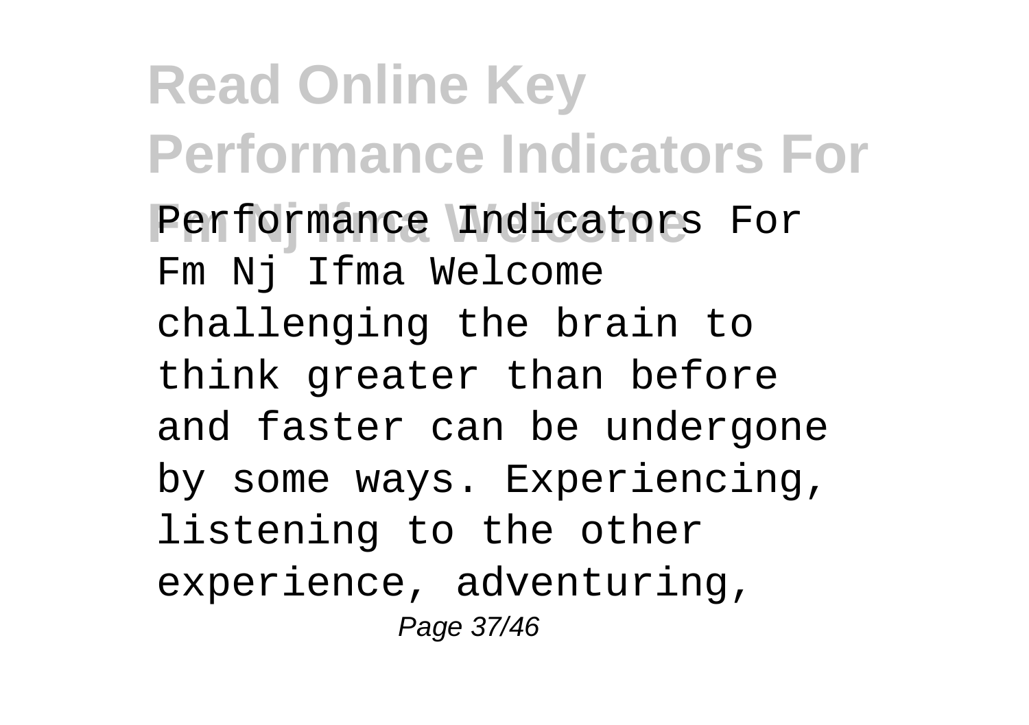Performance Indicators For Fm Nj Ifma Welcome challenging the brain to think greater than before and faster can be undergone by some ways. Experiencing, listening to the other experience, adventuring,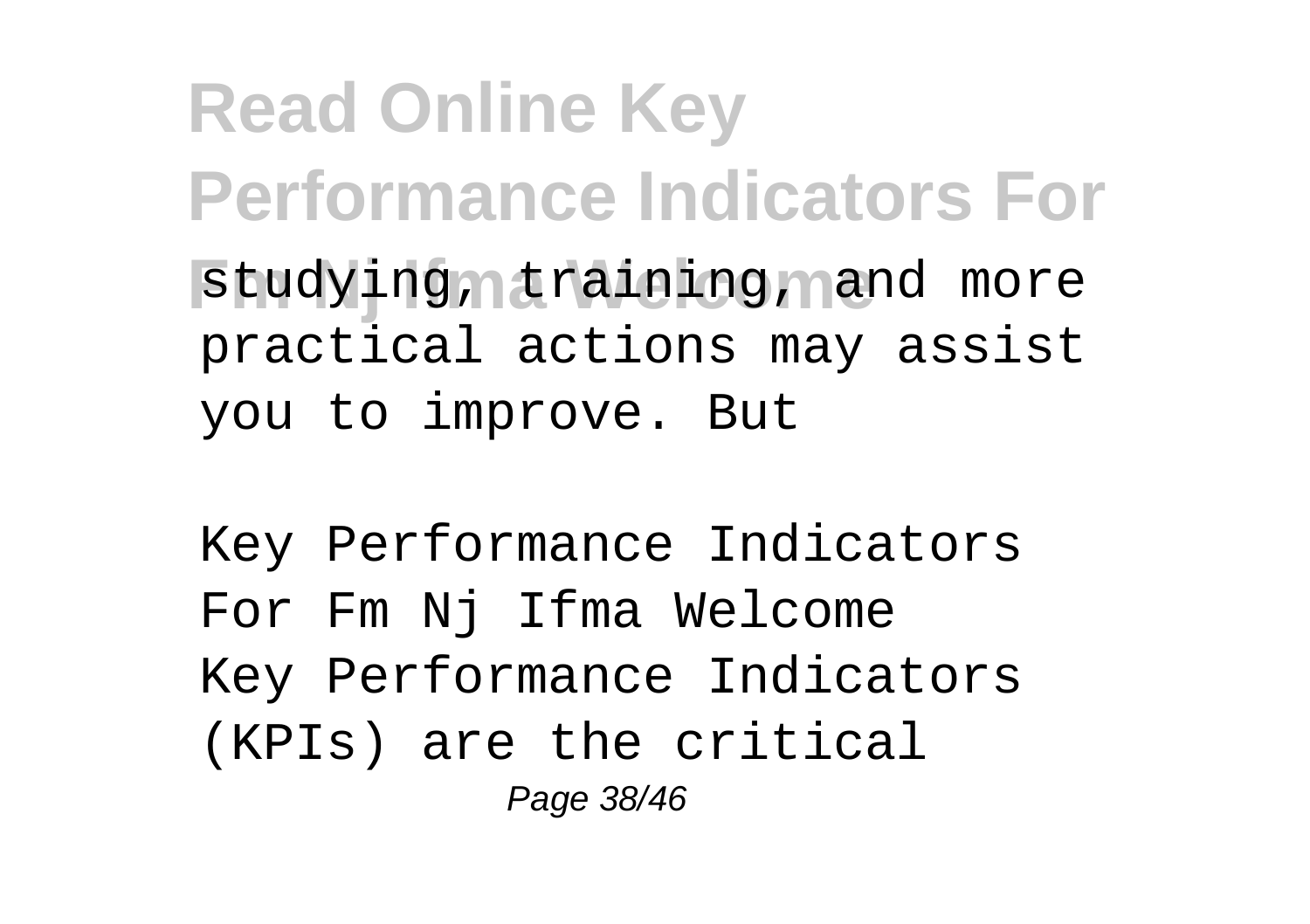studying, training, and more practical actions may assist you to improve. But

Key Performance Indicators For Fm Nj Ifma Welcome
Key Performance Indicators (KPIs) are the critical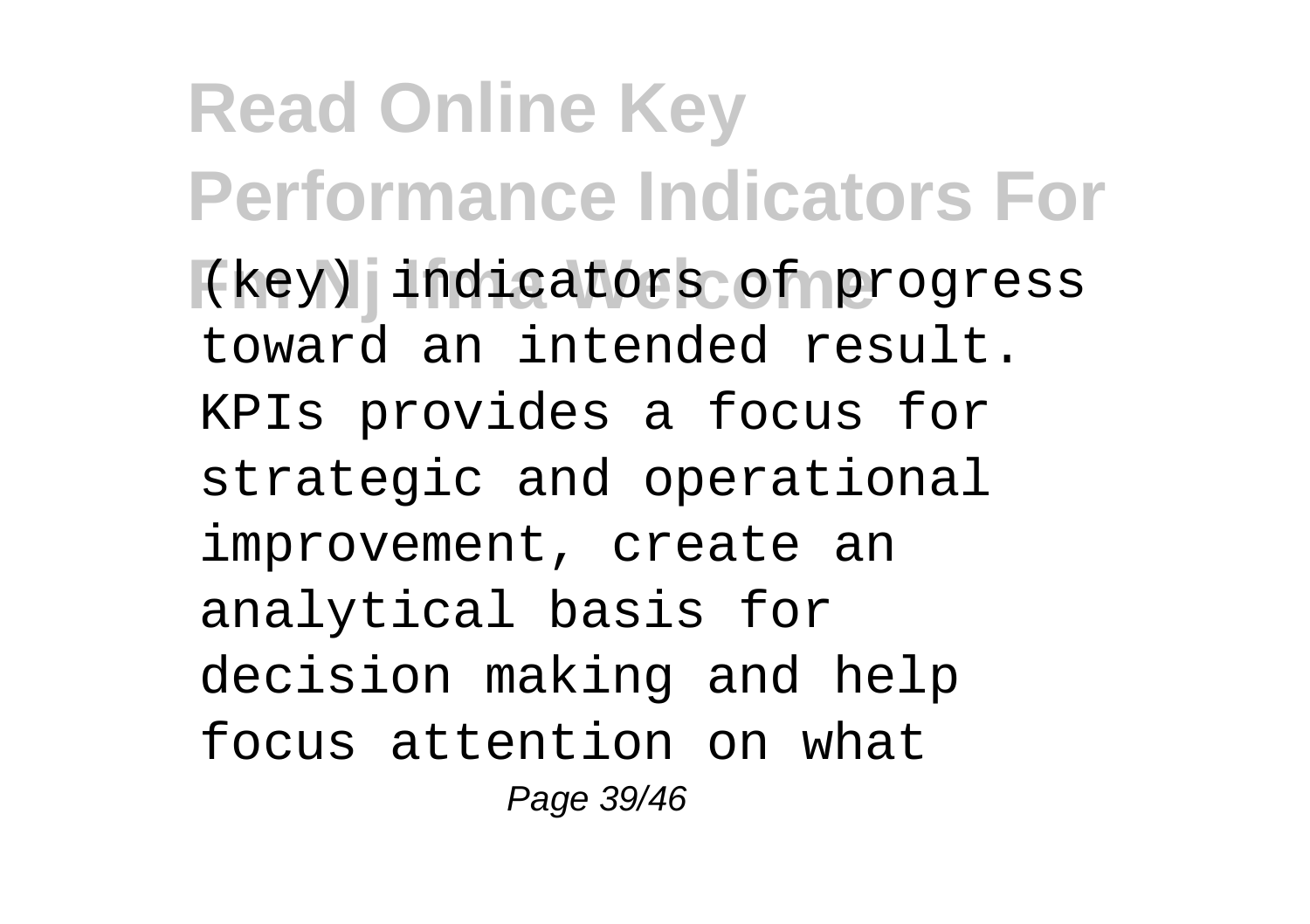(key) indicators of progress toward an intended result. KPIs provides a focus for strategic and operational improvement, create an analytical basis for decision making and help focus attention on what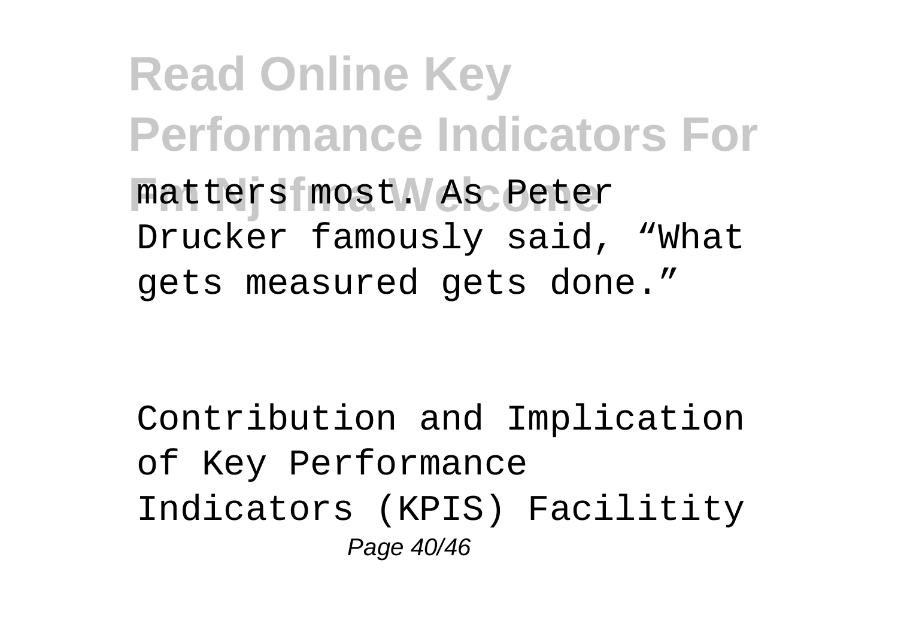matters most. As Peter Drucker famously said, “What gets measured gets done.”

Contribution and Implication of Key Performance Indicators (KPIS) Facilitity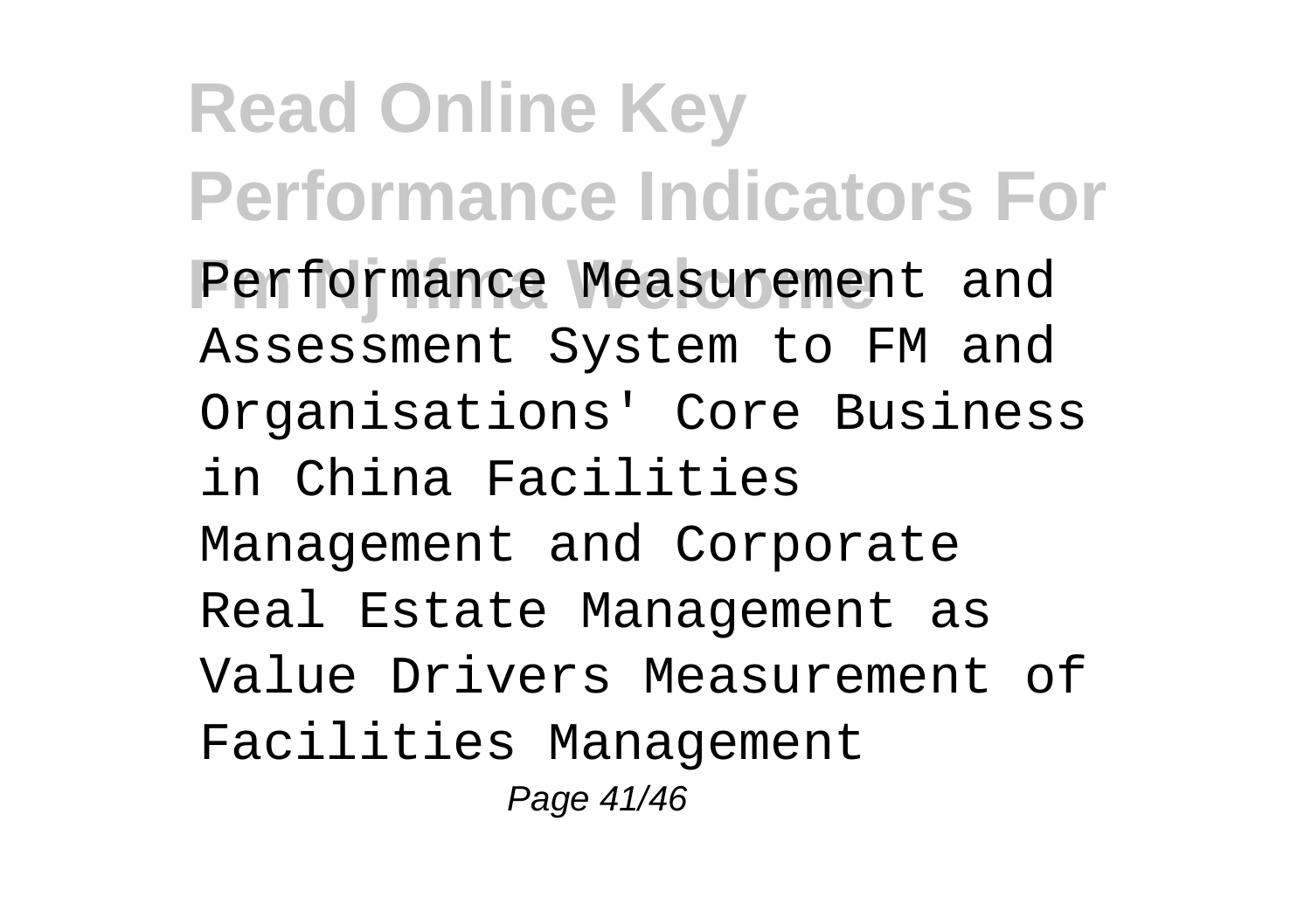Performance Measurement and Assessment System to FM and Organisations' Core Business in China Facilities Management and Corporate Real Estate Management as Value Drivers Measurement of Facilities Management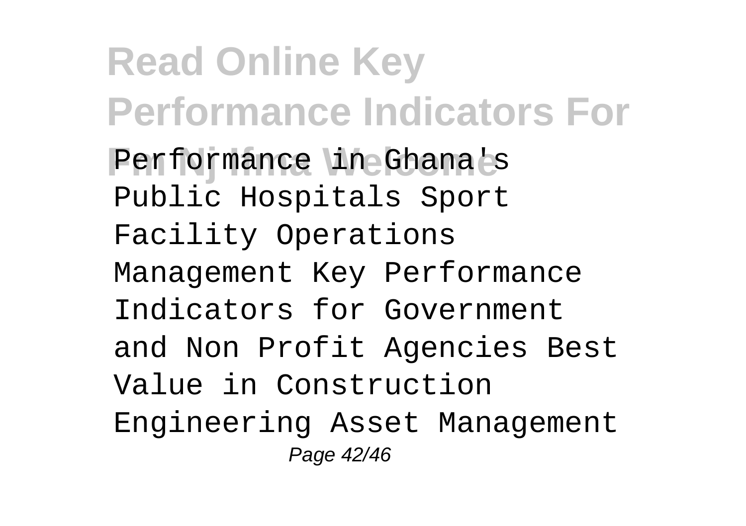Performance in Ghana's Public Hospitals Sport Facility Operations Management Key Performance Indicators for Government and Non Profit Agencies Best Value in Construction Engineering Asset Management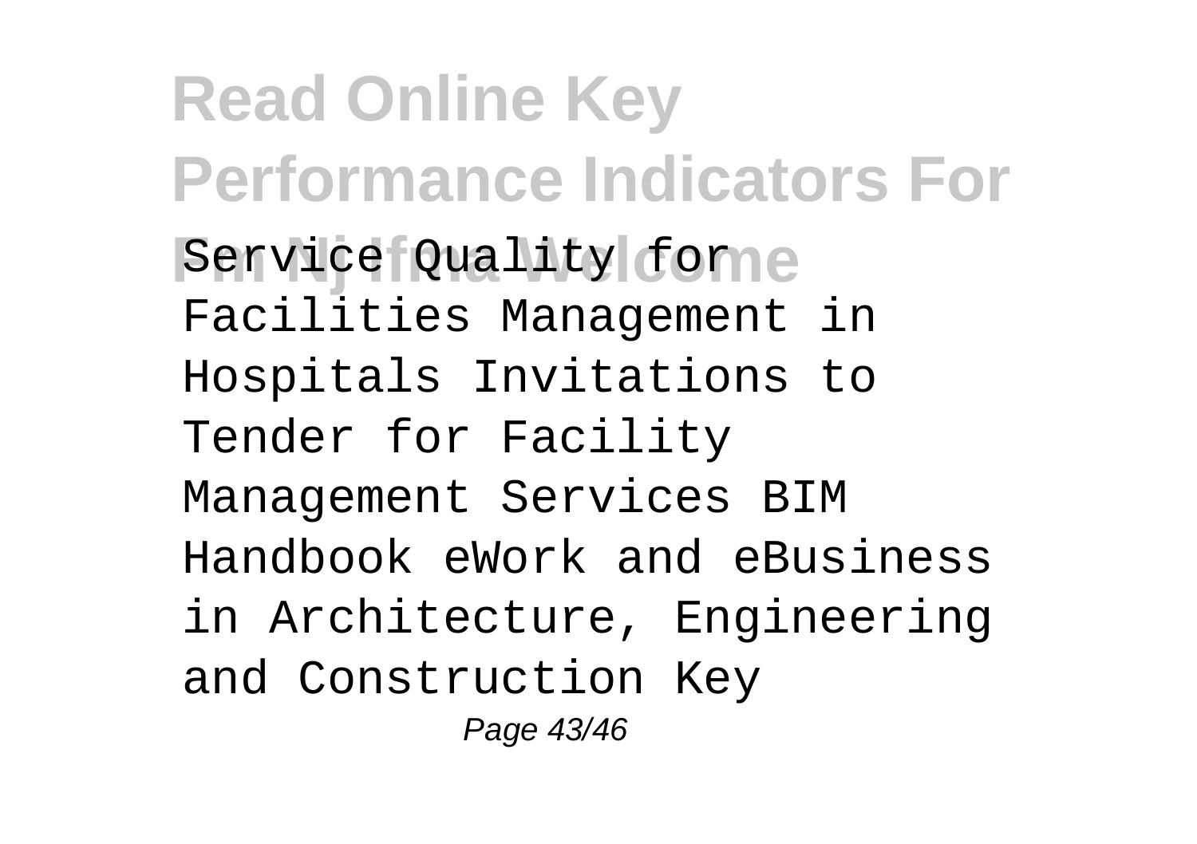Service Quality for Facilities Management in Hospitals Invitations to Tender for Facility Management Services BIM Handbook eWork and eBusiness in Architecture, Engineering and Construction Key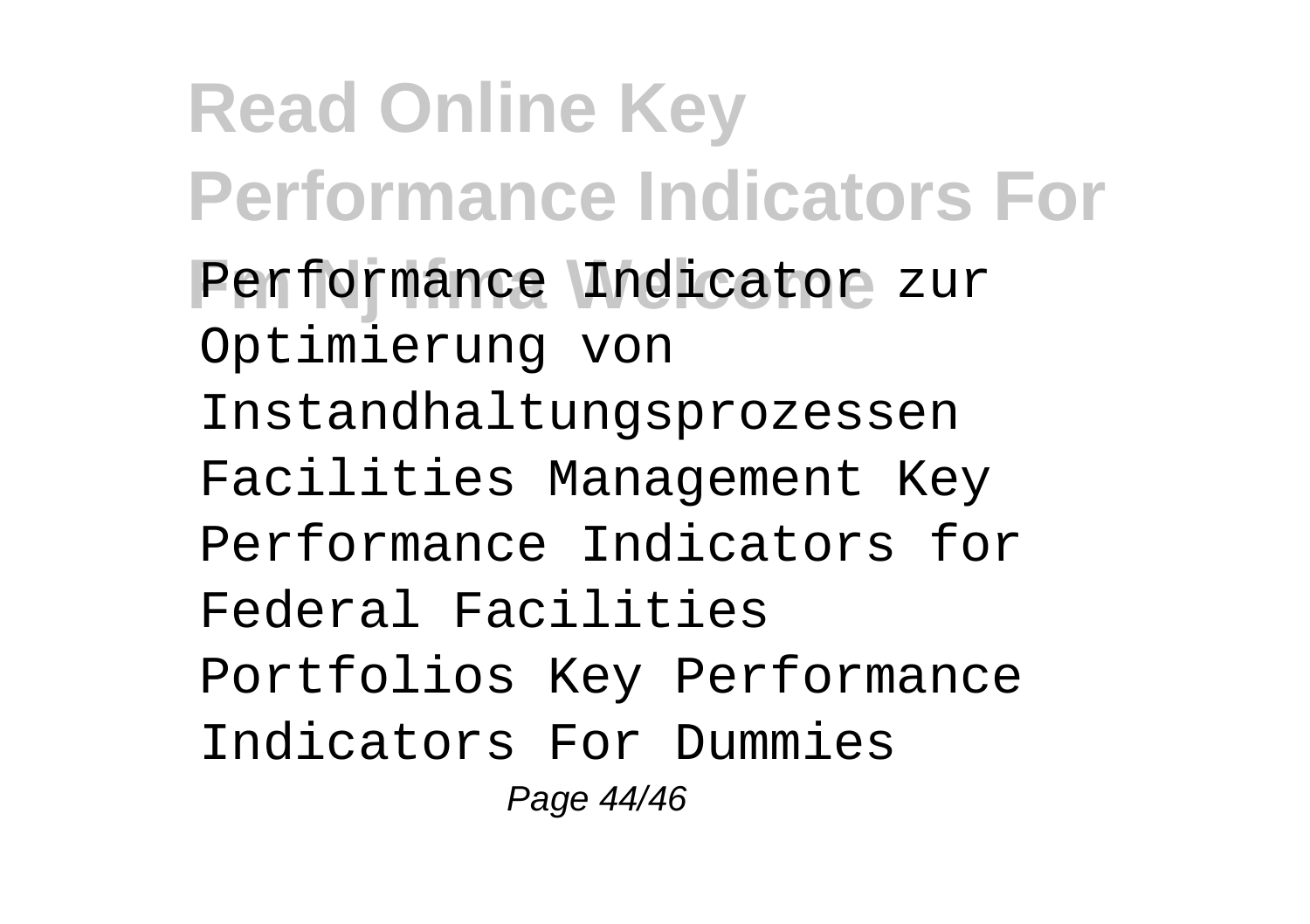Performance Indicator zur Optimierung von Instandhaltungsprozessen Facilities Management Key Performance Indicators for Federal Facilities Portfolios Key Performance Indicators For Dummies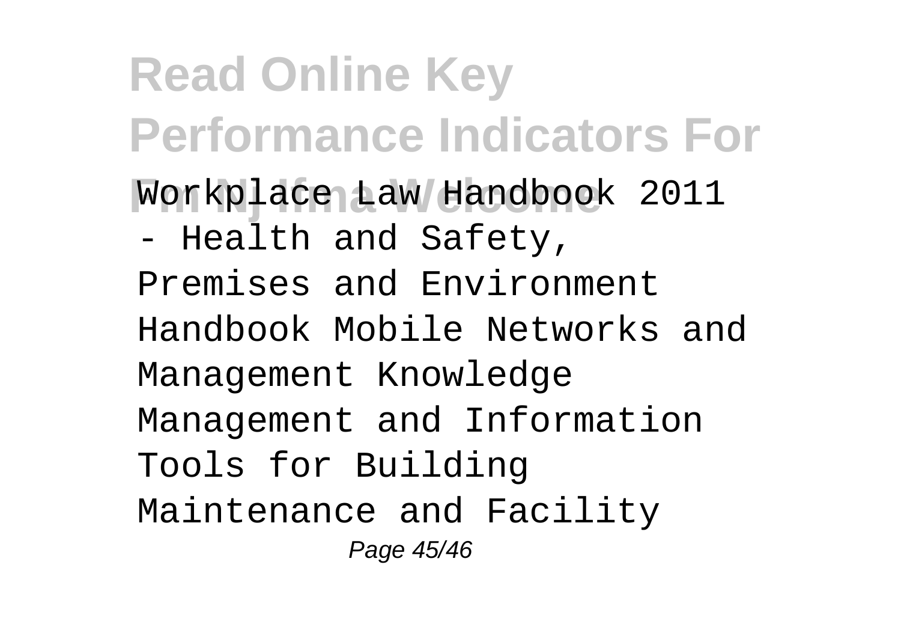Workplace Law Handbook 2011 - Health and Safety, Premises and Environment Handbook Mobile Networks and Management Knowledge Management and Information Tools for Building Maintenance and Facility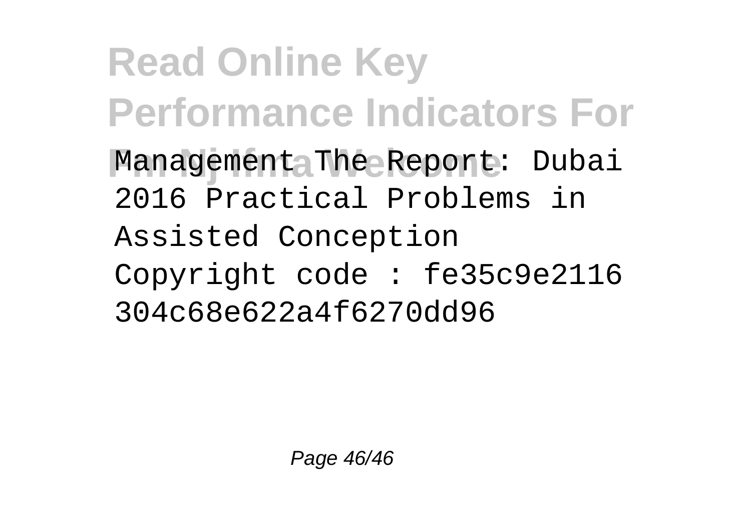Management The Report: Dubai 2016 Practical Problems in Assisted Conception

Copyright code : fe35c9e2116304c68e622a4f6270dd96